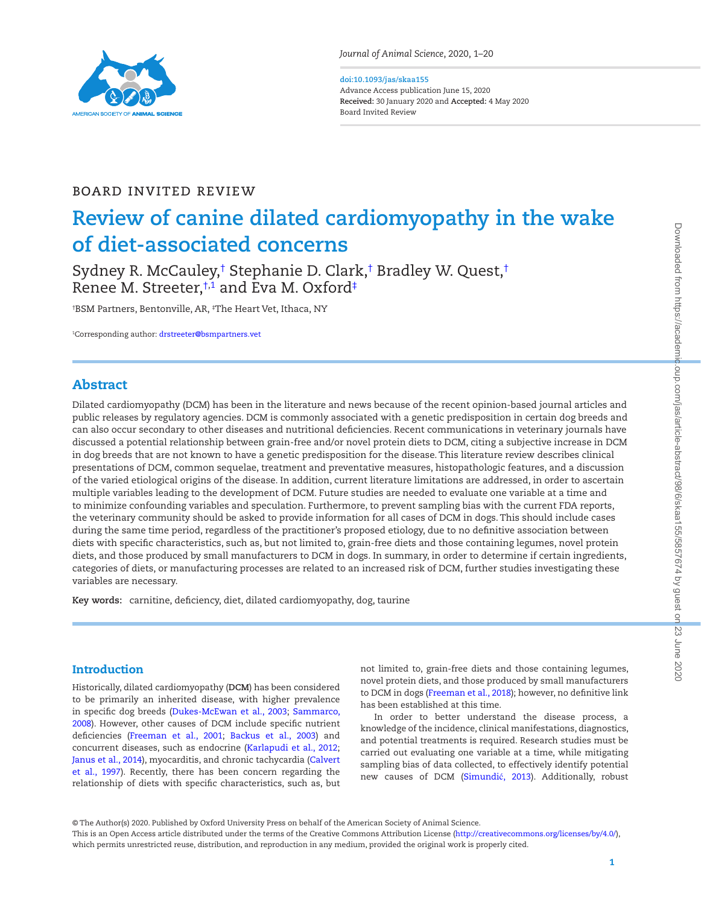*Journal of Animal Science*, 2020, 1–20

doi:10.1093/jas/skaa155
Advance Access publication June 15, 2020
**Received:** 30 January 2020 and **Accepted:** 4 May 2020
Board Invited Review

BOARD INVITED REVIEW

# Review of canine dilated cardiomyopathy in the wake of diet-associated concerns

Sydney R. McCauley,[†] Stephanie D. Clark,[†] Bradley W. Quest,[†] Renee M. Streeter,[†,1] and Eva M. Oxford[‡]

[†]BSM Partners, Bentonville, AR, [‡]The Heart Vet, Ithaca, NY

[1]Corresponding author: drstreeter@bsmpartners.vet

## Abstract

Dilated cardiomyopathy (DCM) has been in the literature and news because of the recent opinion-based journal articles and public releases by regulatory agencies. DCM is commonly associated with a genetic predisposition in certain dog breeds and can also occur secondary to other diseases and nutritional deficiencies. Recent communications in veterinary journals have discussed a potential relationship between grain-free and/or novel protein diets to DCM, citing a subjective increase in DCM in dog breeds that are not known to have a genetic predisposition for the disease. This literature review describes clinical presentations of DCM, common sequelae, treatment and preventative measures, histopathologic features, and a discussion of the varied etiological origins of the disease. In addition, current literature limitations are addressed, in order to ascertain multiple variables leading to the development of DCM. Future studies are needed to evaluate one variable at a time and to minimize confounding variables and speculation. Furthermore, to prevent sampling bias with the current FDA reports, the veterinary community should be asked to provide information for all cases of DCM in dogs. This should include cases during the same time period, regardless of the practitioner's proposed etiology, due to no definitive association between diets with specific characteristics, such as, but not limited to, grain-free diets and those containing legumes, novel protein diets, and those produced by small manufacturers to DCM in dogs. In summary, in order to determine if certain ingredients, categories of diets, or manufacturing processes are related to an increased risk of DCM, further studies investigating these variables are necessary.

**Key words:** carnitine, deficiency, diet, dilated cardiomyopathy, dog, taurine

## Introduction

Historically, dilated cardiomyopathy (**DCM**) has been considered to be primarily an inherited disease, with higher prevalence in specific dog breeds (Dukes-McEwan et al., 2003; Sammarco, 2008). However, other causes of DCM include specific nutrient deficiencies (Freeman et al., 2001; Backus et al., 2003) and concurrent diseases, such as endocrine (Karlapudi et al., 2012; Janus et al., 2014), myocarditis, and chronic tachycardia (Calvert et al., 1997). Recently, there has been concern regarding the relationship of diets with specific characteristics, such as, but not limited to, grain-free diets and those containing legumes, novel protein diets, and those produced by small manufacturers to DCM in dogs (Freeman et al., 2018); however, no definitive link has been established at this time.

In order to better understand the disease process, a knowledge of the incidence, clinical manifestations, diagnostics, and potential treatments is required. Research studies must be carried out evaluating one variable at a time, while mitigating sampling bias of data collected, to effectively identify potential new causes of DCM (Simundić, 2013). Additionally, robust

© The Author(s) 2020. Published by Oxford University Press on behalf of the American Society of Animal Science.
This is an Open Access article distributed under the terms of the Creative Commons Attribution License (http://creativecommons.org/licenses/by/4.0/), which permits unrestricted reuse, distribution, and reproduction in any medium, provided the original work is properly cited.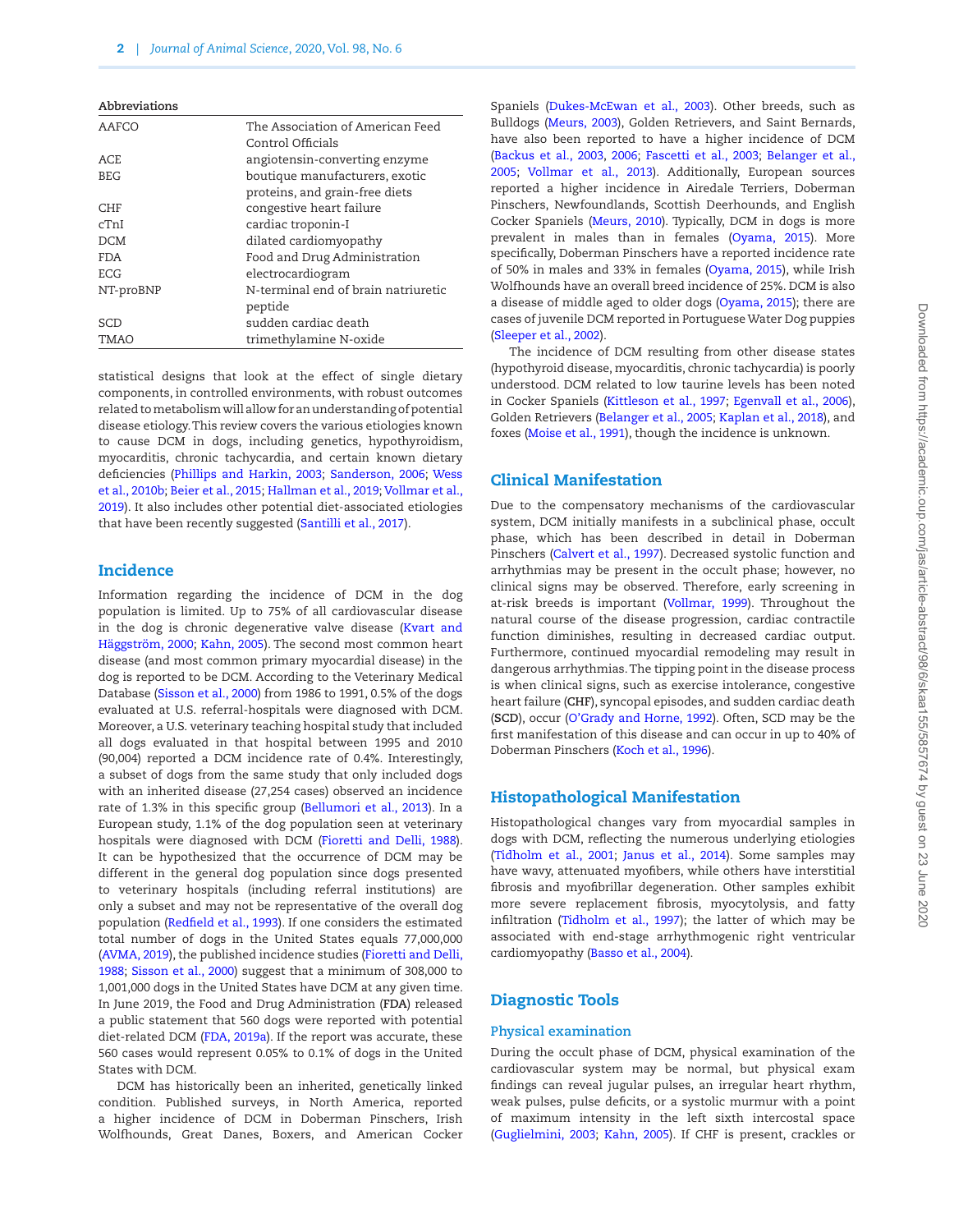**Abbreviations**

| | |
|---|---|
| AAFCO | The Association of American Feed Control Officials |
| ACE | angiotensin-converting enzyme |
| BEG | boutique manufacturers, exotic proteins, and grain-free diets |
| CHF | congestive heart failure |
| cTnI | cardiac troponin-I |
| DCM | dilated cardiomyopathy |
| FDA | Food and Drug Administration |
| ECG | electrocardiogram |
| NT-proBNP | N-terminal end of brain natriuretic peptide |
| SCD | sudden cardiac death |
| TMAO | trimethylamine N-oxide |

statistical designs that look at the effect of single dietary components, in controlled environments, with robust outcomes related to metabolism will allow for an understanding of potential disease etiology. This review covers the various etiologies known to cause DCM in dogs, including genetics, hypothyroidism, myocarditis, chronic tachycardia, and certain known dietary deficiencies (Phillips and Harkin, 2003; Sanderson, 2006; Wess et al., 2010b; Beier et al., 2015; Hallman et al., 2019; Vollmar et al., 2019). It also includes other potential diet-associated etiologies that have been recently suggested (Santilli et al., 2017).

## Incidence

Information regarding the incidence of DCM in the dog population is limited. Up to 75% of all cardiovascular disease in the dog is chronic degenerative valve disease (Kvart and Häggström, 2000; Kahn, 2005). The second most common heart disease (and most common primary myocardial disease) in the dog is reported to be DCM. According to the Veterinary Medical Database (Sisson et al., 2000) from 1986 to 1991, 0.5% of the dogs evaluated at U.S. referral-hospitals were diagnosed with DCM. Moreover, a U.S. veterinary teaching hospital study that included all dogs evaluated in that hospital between 1995 and 2010 (90,004) reported a DCM incidence rate of 0.4%. Interestingly, a subset of dogs from the same study that only included dogs with an inherited disease (27,254 cases) observed an incidence rate of 1.3% in this specific group (Bellumori et al., 2013). In a European study, 1.1% of the dog population seen at veterinary hospitals were diagnosed with DCM (Fioretti and Delli, 1988). It can be hypothesized that the occurrence of DCM may be different in the general dog population since dogs presented to veterinary hospitals (including referral institutions) are only a subset and may not be representative of the overall dog population (Redfield et al., 1993). If one considers the estimated total number of dogs in the United States equals 77,000,000 (AVMA, 2019), the published incidence studies (Fioretti and Delli, 1988; Sisson et al., 2000) suggest that a minimum of 308,000 to 1,001,000 dogs in the United States have DCM at any given time. In June 2019, the Food and Drug Administration (**FDA**) released a public statement that 560 dogs were reported with potential diet-related DCM (FDA, 2019a). If the report was accurate, these 560 cases would represent 0.05% to 0.1% of dogs in the United States with DCM.

DCM has historically been an inherited, genetically linked condition. Published surveys, in North America, reported a higher incidence of DCM in Doberman Pinschers, Irish Wolfhounds, Great Danes, Boxers, and American Cocker Spaniels (Dukes-McEwan et al., 2003). Other breeds, such as Bulldogs (Meurs, 2003), Golden Retrievers, and Saint Bernards, have also been reported to have a higher incidence of DCM (Backus et al., 2003, 2006; Fascetti et al., 2003; Belanger et al., 2005; Vollmar et al., 2013). Additionally, European sources reported a higher incidence in Airedale Terriers, Doberman Pinschers, Newfoundlands, Scottish Deerhounds, and English Cocker Spaniels (Meurs, 2010). Typically, DCM in dogs is more prevalent in males than in females (Oyama, 2015). More specifically, Doberman Pinschers have a reported incidence rate of 50% in males and 33% in females (Oyama, 2015), while Irish Wolfhounds have an overall breed incidence of 25%. DCM is also a disease of middle aged to older dogs (Oyama, 2015); there are cases of juvenile DCM reported in Portuguese Water Dog puppies (Sleeper et al., 2002).

The incidence of DCM resulting from other disease states (hypothyroid disease, myocarditis, chronic tachycardia) is poorly understood. DCM related to low taurine levels has been noted in Cocker Spaniels (Kittleson et al., 1997; Egenvall et al., 2006), Golden Retrievers (Belanger et al., 2005; Kaplan et al., 2018), and foxes (Moise et al., 1991), though the incidence is unknown.

## Clinical Manifestation

Due to the compensatory mechanisms of the cardiovascular system, DCM initially manifests in a subclinical phase, occult phase, which has been described in detail in Doberman Pinschers (Calvert et al., 1997). Decreased systolic function and arrhythmias may be present in the occult phase; however, no clinical signs may be observed. Therefore, early screening in at-risk breeds is important (Vollmar, 1999). Throughout the natural course of the disease progression, cardiac contractile function diminishes, resulting in decreased cardiac output. Furthermore, continued myocardial remodeling may result in dangerous arrhythmias. The tipping point in the disease process is when clinical signs, such as exercise intolerance, congestive heart failure (**CHF**), syncopal episodes, and sudden cardiac death (**SCD**), occur (O'Grady and Horne, 1992). Often, SCD may be the first manifestation of this disease and can occur in up to 40% of Doberman Pinschers (Koch et al., 1996).

## Histopathological Manifestation

Histopathological changes vary from myocardial samples in dogs with DCM, reflecting the numerous underlying etiologies (Tidholm et al., 2001; Janus et al., 2014). Some samples may have wavy, attenuated myofibers, while others have interstitial fibrosis and myofibrillar degeneration. Other samples exhibit more severe replacement fibrosis, myocytolysis, and fatty infiltration (Tidholm et al., 1997); the latter of which may be associated with end-stage arrhythmogenic right ventricular cardiomyopathy (Basso et al., 2004).

## Diagnostic Tools

### Physical examination

During the occult phase of DCM, physical examination of the cardiovascular system may be normal, but physical exam findings can reveal jugular pulses, an irregular heart rhythm, weak pulses, pulse deficits, or a systolic murmur with a point of maximum intensity in the left sixth intercostal space (Guglielmini, 2003; Kahn, 2005). If CHF is present, crackles or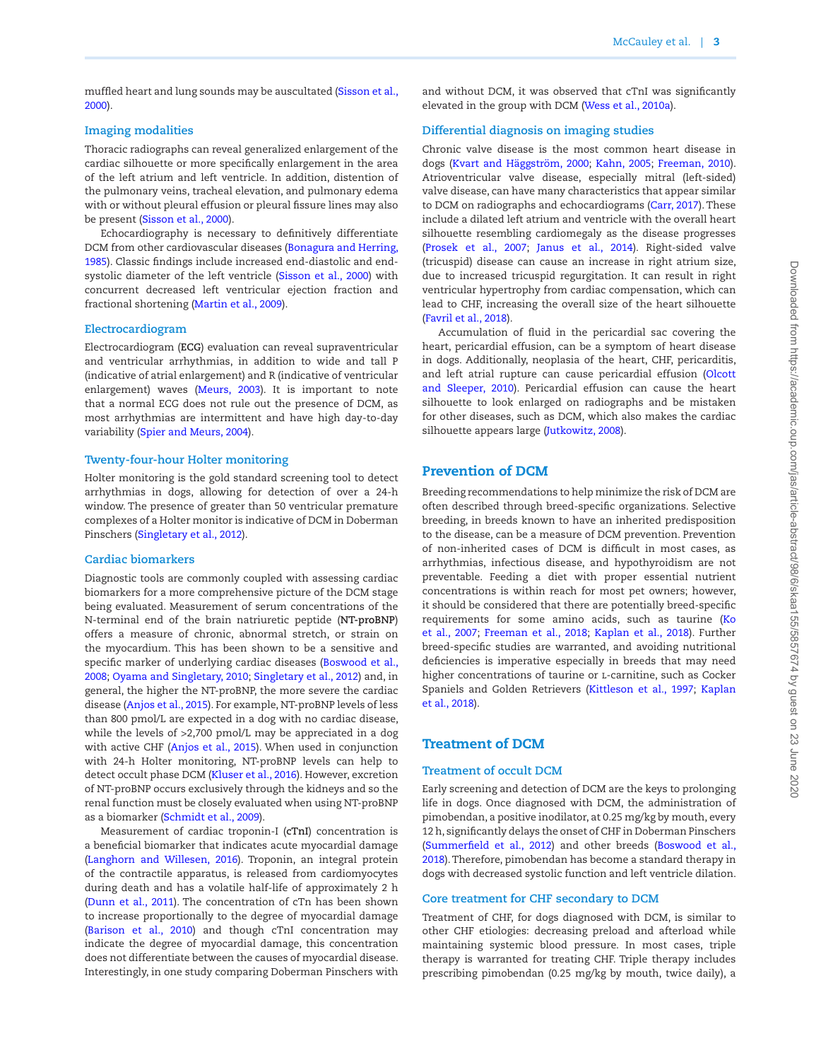muffled heart and lung sounds may be auscultated (Sisson et al., 2000).

### Imaging modalities

Thoracic radiographs can reveal generalized enlargement of the cardiac silhouette or more specifically enlargement in the area of the left atrium and left ventricle. In addition, distention of the pulmonary veins, tracheal elevation, and pulmonary edema with or without pleural effusion or pleural fissure lines may also be present (Sisson et al., 2000).

Echocardiography is necessary to definitively differentiate DCM from other cardiovascular diseases (Bonagura and Herring, 1985). Classic findings include increased end-diastolic and end-systolic diameter of the left ventricle (Sisson et al., 2000) with concurrent decreased left ventricular ejection fraction and fractional shortening (Martin et al., 2009).

### Electrocardiogram

Electrocardiogram (**ECG**) evaluation can reveal supraventricular and ventricular arrhythmias, in addition to wide and tall P (indicative of atrial enlargement) and R (indicative of ventricular enlargement) waves (Meurs, 2003). It is important to note that a normal ECG does not rule out the presence of DCM, as most arrhythmias are intermittent and have high day-to-day variability (Spier and Meurs, 2004).

### Twenty-four-hour Holter monitoring

Holter monitoring is the gold standard screening tool to detect arrhythmias in dogs, allowing for detection of over a 24-h window. The presence of greater than 50 ventricular premature complexes of a Holter monitor is indicative of DCM in Doberman Pinschers (Singletary et al., 2012).

### Cardiac biomarkers

Diagnostic tools are commonly coupled with assessing cardiac biomarkers for a more comprehensive picture of the DCM stage being evaluated. Measurement of serum concentrations of the N-terminal end of the brain natriuretic peptide (**NT-proBNP**) offers a measure of chronic, abnormal stretch, or strain on the myocardium. This has been shown to be a sensitive and specific marker of underlying cardiac diseases (Boswood et al., 2008; Oyama and Singletary, 2010; Singletary et al., 2012) and, in general, the higher the NT-proBNP, the more severe the cardiac disease (Anjos et al., 2015). For example, NT-proBNP levels of less than 800 pmol/L are expected in a dog with no cardiac disease, while the levels of >2,700 pmol/L may be appreciated in a dog with active CHF (Anjos et al., 2015). When used in conjunction with 24-h Holter monitoring, NT-proBNP levels can help to detect occult phase DCM (Kluser et al., 2016). However, excretion of NT-proBNP occurs exclusively through the kidneys and so the renal function must be closely evaluated when using NT-proBNP as a biomarker (Schmidt et al., 2009).

Measurement of cardiac troponin-I (**cTnI**) concentration is a beneficial biomarker that indicates acute myocardial damage (Langhorn and Willesen, 2016). Troponin, an integral protein of the contractile apparatus, is released from cardiomyocytes during death and has a volatile half-life of approximately 2 h (Dunn et al., 2011). The concentration of cTn has been shown to increase proportionally to the degree of myocardial damage (Barison et al., 2010) and though cTnI concentration may indicate the degree of myocardial damage, this concentration does not differentiate between the causes of myocardial disease. Interestingly, in one study comparing Doberman Pinschers with and without DCM, it was observed that cTnI was significantly elevated in the group with DCM (Wess et al., 2010a).

### Differential diagnosis on imaging studies

Chronic valve disease is the most common heart disease in dogs (Kvart and Häggström, 2000; Kahn, 2005; Freeman, 2010). Atrioventricular valve disease, especially mitral (left-sided) valve disease, can have many characteristics that appear similar to DCM on radiographs and echocardiograms (Carr, 2017). These include a dilated left atrium and ventricle with the overall heart silhouette resembling cardiomegaly as the disease progresses (Prosek et al., 2007; Janus et al., 2014). Right-sided valve (tricuspid) disease can cause an increase in right atrium size, due to increased tricuspid regurgitation. It can result in right ventricular hypertrophy from cardiac compensation, which can lead to CHF, increasing the overall size of the heart silhouette (Favril et al., 2018).

Accumulation of fluid in the pericardial sac covering the heart, pericardial effusion, can be a symptom of heart disease in dogs. Additionally, neoplasia of the heart, CHF, pericarditis, and left atrial rupture can cause pericardial effusion (Olcott and Sleeper, 2010). Pericardial effusion can cause the heart silhouette to look enlarged on radiographs and be mistaken for other diseases, such as DCM, which also makes the cardiac silhouette appear large (Jutkowitz, 2008).

## Prevention of DCM

Breeding recommendations to help minimize the risk of DCM are often described through breed-specific organizations. Selective breeding, in breeds known to have an inherited predisposition to the disease, can be a measure of DCM prevention. Prevention of non-inherited cases of DCM is difficult in most cases, as arrhythmias, infectious disease, and hypothyroidism are not preventable. Feeding a diet with proper essential nutrient concentrations is within reach for most pet owners; however, it should be considered that there are potentially breed-specific requirements for some amino acids, such as taurine (Ko et al., 2007; Freeman et al., 2018; Kaplan et al., 2018). Further breed-specific studies are warranted, and avoiding nutritional deficiencies is imperative especially in breeds that may need higher concentrations of taurine or L-carnitine, such as Cocker Spaniels and Golden Retrievers (Kittleson et al., 1997; Kaplan et al., 2018).

## Treatment of DCM

### Treatment of occult DCM

Early screening and detection of DCM are the keys to prolonging life in dogs. Once diagnosed with DCM, the administration of pimobendan, a positive inodilator, at 0.25 mg/kg by mouth, every 12 h, significantly delays the onset of CHF in Doberman Pinschers (Summerfield et al., 2012) and other breeds (Boswood et al., 2018). Therefore, pimobendan has become a standard therapy in dogs with decreased systolic function and left ventricle dilation.

### Core treatment for CHF secondary to DCM

Treatment of CHF, for dogs diagnosed with DCM, is similar to other CHF etiologies: decreasing preload and afterload while maintaining systemic blood pressure. In most cases, triple therapy is warranted for treating CHF. Triple therapy includes prescribing pimobendan (0.25 mg/kg by mouth, twice daily), a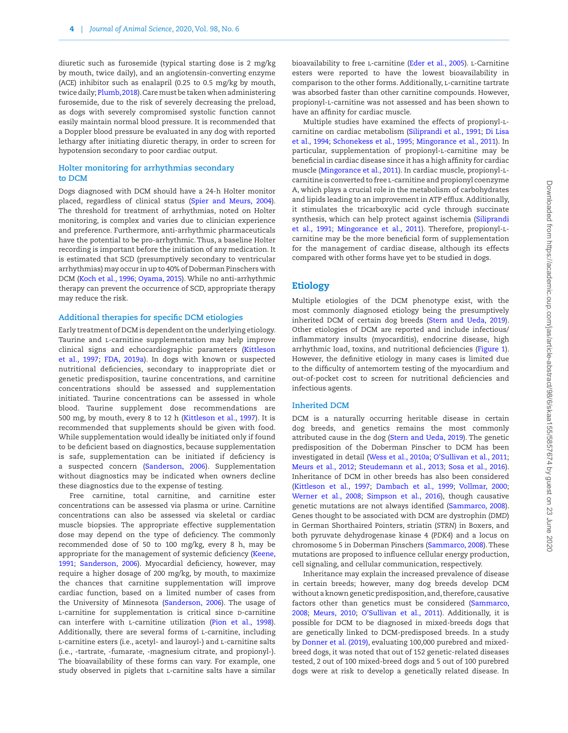diuretic such as furosemide (typical starting dose is 2 mg/kg by mouth, twice daily), and an angiotensin-converting enzyme (ACE) inhibitor such as enalapril (0.25 to 0.5 mg/kg by mouth, twice daily; Plumb, 2018). Care must be taken when administering furosemide, due to the risk of severely decreasing the preload, as dogs with severely compromised systolic function cannot easily maintain normal blood pressure. It is recommended that a Doppler blood pressure be evaluated in any dog with reported lethargy after initiating diuretic therapy, in order to screen for hypotension secondary to poor cardiac output.

### Holter monitoring for arrhythmias secondary to DCM

Dogs diagnosed with DCM should have a 24-h Holter monitor placed, regardless of clinical status (Spier and Meurs, 2004). The threshold for treatment of arrhythmias, noted on Holter monitoring, is complex and varies due to clinician experience and preference. Furthermore, anti-arrhythmic pharmaceuticals have the potential to be pro-arrhythmic. Thus, a baseline Holter recording is important before the initiation of any medication. It is estimated that SCD (presumptively secondary to ventricular arrhythmias) may occur in up to 40% of Doberman Pinschers with DCM (Koch et al., 1996; Oyama, 2015). While no anti-arrhythmic therapy can prevent the occurrence of SCD, appropriate therapy may reduce the risk.

### Additional therapies for specific DCM etiologies

Early treatment of DCM is dependent on the underlying etiology. Taurine and L-carnitine supplementation may help improve clinical signs and echocardiographic parameters (Kittleson et al., 1997; FDA, 2019a). In dogs with known or suspected nutritional deficiencies, secondary to inappropriate diet or genetic predisposition, taurine concentrations, and carnitine concentrations should be assessed and supplementation initiated. Taurine concentrations can be assessed in whole blood. Taurine supplement dose recommendations are 500 mg, by mouth, every 8 to 12 h (Kittleson et al., 1997). It is recommended that supplements should be given with food. While supplementation would ideally be initiated only if found to be deficient based on diagnostics, because supplementation is safe, supplementation can be initiated if deficiency is a suspected concern (Sanderson, 2006). Supplementation without diagnostics may be indicated when owners decline these diagnostics due to the expense of testing.

Free carnitine, total carnitine, and carnitine ester concentrations can be assessed via plasma or urine. Carnitine concentrations can also be assessed via skeletal or cardiac muscle biopsies. The appropriate effective supplementation dose may depend on the type of deficiency. The commonly recommended dose of 50 to 100 mg/kg, every 8 h, may be appropriate for the management of systemic deficiency (Keene, 1991; Sanderson, 2006). Myocardial deficiency, however, may require a higher dosage of 200 mg/kg, by mouth, to maximize the chances that carnitine supplementation will improve cardiac function, based on a limited number of cases from the University of Minnesota (Sanderson, 2006). The usage of L-carnitine for supplementation is critical since D-carnitine can interfere with L-carnitine utilization (Pion et al., 1998). Additionally, there are several forms of L-carnitine, including L-carnitine esters (i.e., acetyl- and lauroyl-) and L-carnitine salts (i.e., -tartrate, -fumarate, -magnesium citrate, and propionyl-). The bioavailability of these forms can vary. For example, one study observed in piglets that L-carnitine salts have a similar bioavailability to free L-carnitine (Eder et al., 2005). L-Carnitine esters were reported to have the lowest bioavailability in comparison to the other forms. Additionally, L-carnitine tartrate was absorbed faster than other carnitine compounds. However, propionyl-L-carnitine was not assessed and has been shown to have an affinity for cardiac muscle.

Multiple studies have examined the effects of propionyl-L-carnitine on cardiac metabolism (Siliprandi et al., 1991; Di Lisa et al., 1994; Schonekess et al., 1995; Mingorance et al., 2011). In particular, supplementation of propionyl-L-carnitine may be beneficial in cardiac disease since it has a high affinity for cardiac muscle (Mingorance et al., 2011). In cardiac muscle, propionyl-L-carnitine is converted to free L-carnitine and propionyl coenzyme A, which plays a crucial role in the metabolism of carbohydrates and lipids leading to an improvement in ATP efflux. Additionally, it stimulates the tricarboxylic acid cycle through succinate synthesis, which can help protect against ischemia (Siliprandi et al., 1991; Mingorance et al., 2011). Therefore, propionyl-L-carnitine may be the more beneficial form of supplementation for the management of cardiac disease, although its effects compared with other forms have yet to be studied in dogs.

## Etiology

Multiple etiologies of the DCM phenotype exist, with the most commonly diagnosed etiology being the presumptively inherited DCM of certain dog breeds (Stern and Ueda, 2019). Other etiologies of DCM are reported and include infectious/inflammatory insults (myocarditis), endocrine disease, high arrhythmic load, toxins, and nutritional deficiencies (Figure 1). However, the definitive etiology in many cases is limited due to the difficulty of antemortem testing of the myocardium and out-of-pocket cost to screen for nutritional deficiencies and infectious agents.

### Inherited DCM

DCM is a naturally occurring heritable disease in certain dog breeds, and genetics remains the most commonly attributed cause in the dog (Stern and Ueda, 2019). The genetic predisposition of the Doberman Pinscher to DCM has been investigated in detail (Wess et al., 2010a; O'Sullivan et al., 2011; Meurs et al., 2012; Steudemann et al., 2013; Sosa et al., 2016). Inheritance of DCM in other breeds has also been considered (Kittleson et al., 1997; Dambach et al., 1999; Vollmar, 2000; Werner et al., 2008; Simpson et al., 2016), though causative genetic mutations are not always identified (Sammarco, 2008). Genes thought to be associated with DCM are dystrophin (*DMD*) in German Shorthaired Pointers, striatin (*STRN*) in Boxers, and both pyruvate dehydrogenase kinase 4 (*PDK4*) and a locus on chromosome 5 in Doberman Pinschers (Sammarco, 2008). These mutations are proposed to influence cellular energy production, cell signaling, and cellular communication, respectively.

Inheritance may explain the increased prevalence of disease in certain breeds; however, many dog breeds develop DCM without a known genetic predisposition, and, therefore, causative factors other than genetics must be considered (Sammarco, 2008; Meurs, 2010; O'Sullivan et al., 2011). Additionally, it is possible for DCM to be diagnosed in mixed-breeds dogs that are genetically linked to DCM-predisposed breeds. In a study by Donner et al. (2019), evaluating 100,000 purebred and mixed-breed dogs, it was noted that out of 152 genetic-related diseases tested, 2 out of 100 mixed-breed dogs and 5 out of 100 purebred dogs were at risk to develop a genetically related disease. In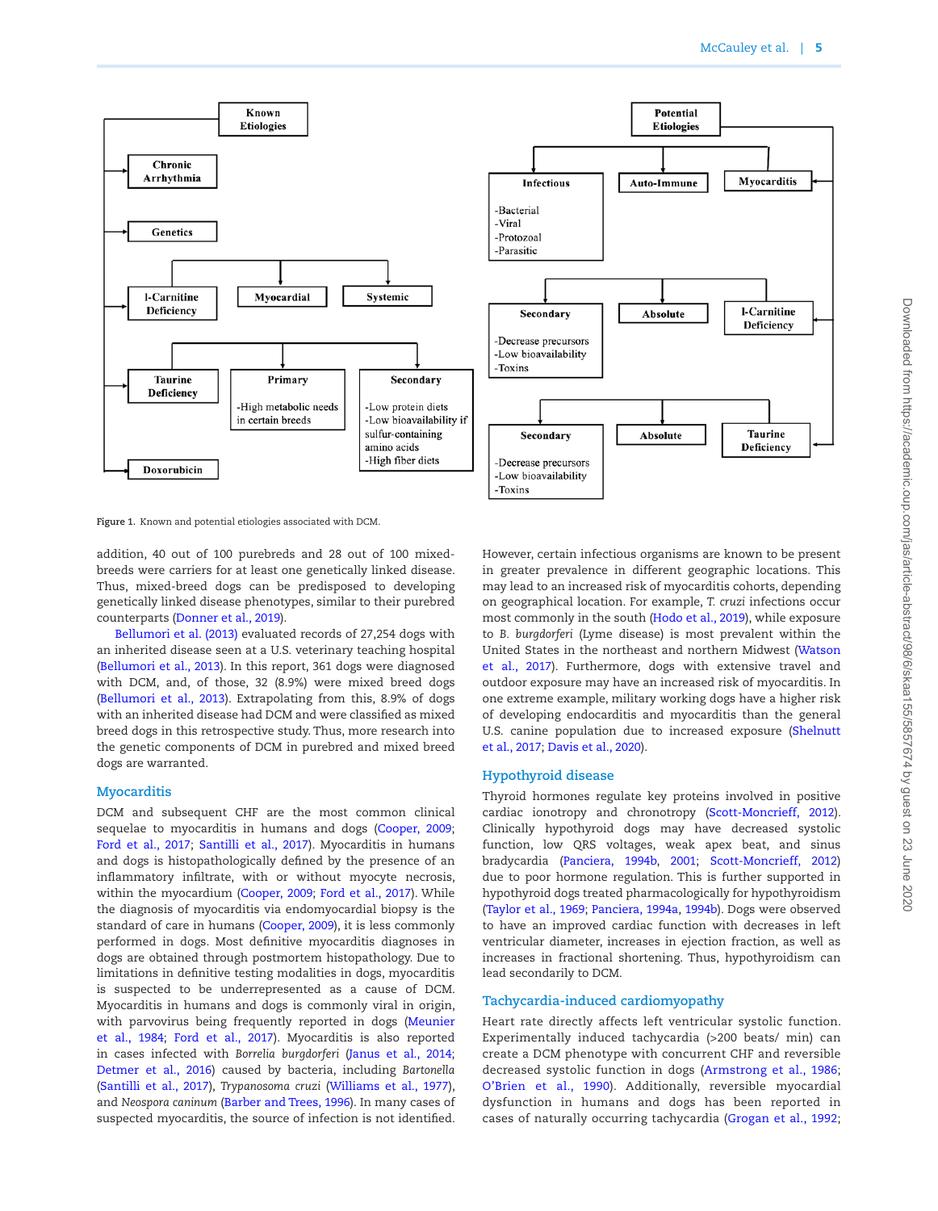Figure 1. Known and potential etiologies associated with DCM.

addition, 40 out of 100 purebreds and 28 out of 100 mixed-breeds were carriers for at least one genetically linked disease. Thus, mixed-breed dogs can be predisposed to developing genetically linked disease phenotypes, similar to their purebred counterparts (Donner et al., 2019).

Bellumori et al. (2013) evaluated records of 27,254 dogs with an inherited disease seen at a U.S. veterinary teaching hospital (Bellumori et al., 2013). In this report, 361 dogs were diagnosed with DCM, and, of those, 32 (8.9%) were mixed breed dogs (Bellumori et al., 2013). Extrapolating from this, 8.9% of dogs with an inherited disease had DCM and were classified as mixed breed dogs in this retrospective study. Thus, more research into the genetic components of DCM in purebred and mixed breed dogs are warranted.

## Myocarditis

DCM and subsequent CHF are the most common clinical sequelae to myocarditis in humans and dogs (Cooper, 2009; Ford et al., 2017; Santilli et al., 2017). Myocarditis in humans and dogs is histopathologically defined by the presence of an inflammatory infiltrate, with or without myocyte necrosis, within the myocardium (Cooper, 2009; Ford et al., 2017). While the diagnosis of myocarditis via endomyocardial biopsy is the standard of care in humans (Cooper, 2009), it is less commonly performed in dogs. Most definitive myocarditis diagnoses in dogs are obtained through postmortem histopathology. Due to limitations in definitive testing modalities in dogs, myocarditis is suspected to be underrepresented as a cause of DCM. Myocarditis in humans and dogs is commonly viral in origin, with parvovirus being frequently reported in dogs (Meunier et al., 1984; Ford et al., 2017). Myocarditis is also reported in cases infected with *Borrelia burgdorferi* (Janus et al., 2014; Detmer et al., 2016) caused by bacteria, including *Bartonella* (Santilli et al., 2017), *Trypanosoma cruzi* (Williams et al., 1977), and *Neospora caninum* (Barber and Trees, 1996). In many cases of suspected myocarditis, the source of infection is not identified. However, certain infectious organisms are known to be present in greater prevalence in different geographic locations. This may lead to an increased risk of myocarditis cohorts, depending on geographical location. For example, *T. cruzi* infections occur most commonly in the south (Hodo et al., 2019), while exposure to *B. burgdorferi* (Lyme disease) is most prevalent within the United States in the northeast and northern Midwest (Watson et al., 2017). Furthermore, dogs with extensive travel and outdoor exposure may have an increased risk of myocarditis. In one extreme example, military working dogs have a higher risk of developing endocarditis and myocarditis than the general U.S. canine population due to increased exposure (Shelnutt et al., 2017; Davis et al., 2020).

## Hypothyroid disease

Thyroid hormones regulate key proteins involved in positive cardiac ionotropy and chronotropy (Scott-Moncrieff, 2012). Clinically hypothyroid dogs may have decreased systolic function, low QRS voltages, weak apex beat, and sinus bradycardia (Panciera, 1994b, 2001; Scott-Moncrieff, 2012) due to poor hormone regulation. This is further supported in hypothyroid dogs treated pharmacologically for hypothyroidism (Taylor et al., 1969; Panciera, 1994a, 1994b). Dogs were observed to have an improved cardiac function with decreases in left ventricular diameter, increases in ejection fraction, as well as increases in fractional shortening. Thus, hypothyroidism can lead secondarily to DCM.

## Tachycardia-induced cardiomyopathy

Heart rate directly affects left ventricular systolic function. Experimentally induced tachycardia (>200 beats/ min) can create a DCM phenotype with concurrent CHF and reversible decreased systolic function in dogs (Armstrong et al., 1986; O'Brien et al., 1990). Additionally, reversible myocardial dysfunction in humans and dogs has been reported in cases of naturally occurring tachycardia (Grogan et al., 1992;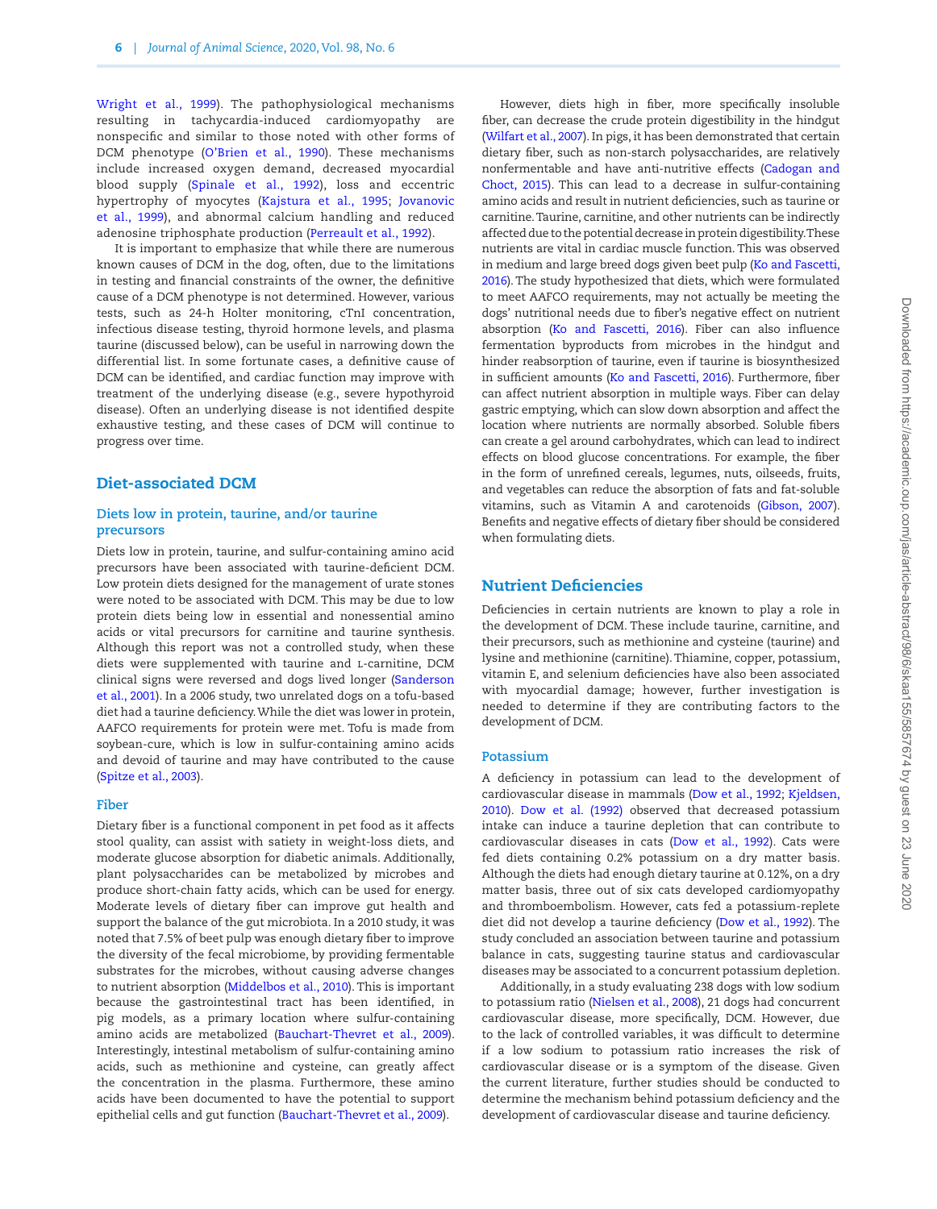Wright et al., 1999). The pathophysiological mechanisms resulting in tachycardia-induced cardiomyopathy are nonspecific and similar to those noted with other forms of DCM phenotype (O'Brien et al., 1990). These mechanisms include increased oxygen demand, decreased myocardial blood supply (Spinale et al., 1992), loss and eccentric hypertrophy of myocytes (Kajstura et al., 1995; Jovanovic et al., 1999), and abnormal calcium handling and reduced adenosine triphosphate production (Perreault et al., 1992).

It is important to emphasize that while there are numerous known causes of DCM in the dog, often, due to the limitations in testing and financial constraints of the owner, the definitive cause of a DCM phenotype is not determined. However, various tests, such as 24-h Holter monitoring, cTnI concentration, infectious disease testing, thyroid hormone levels, and plasma taurine (discussed below), can be useful in narrowing down the differential list. In some fortunate cases, a definitive cause of DCM can be identified, and cardiac function may improve with treatment of the underlying disease (e.g., severe hypothyroid disease). Often an underlying disease is not identified despite exhaustive testing, and these cases of DCM will continue to progress over time.

## Diet-associated DCM

### Diets low in protein, taurine, and/or taurine precursors

Diets low in protein, taurine, and sulfur-containing amino acid precursors have been associated with taurine-deficient DCM. Low protein diets designed for the management of urate stones were noted to be associated with DCM. This may be due to low protein diets being low in essential and nonessential amino acids or vital precursors for carnitine and taurine synthesis. Although this report was not a controlled study, when these diets were supplemented with taurine and L-carnitine, DCM clinical signs were reversed and dogs lived longer (Sanderson et al., 2001). In a 2006 study, two unrelated dogs on a tofu-based diet had a taurine deficiency. While the diet was lower in protein, AAFCO requirements for protein were met. Tofu is made from soybean-cure, which is low in sulfur-containing amino acids and devoid of taurine and may have contributed to the cause (Spitze et al., 2003).

### Fiber

Dietary fiber is a functional component in pet food as it affects stool quality, can assist with satiety in weight-loss diets, and moderate glucose absorption for diabetic animals. Additionally, plant polysaccharides can be metabolized by microbes and produce short-chain fatty acids, which can be used for energy. Moderate levels of dietary fiber can improve gut health and support the balance of the gut microbiota. In a 2010 study, it was noted that 7.5% of beet pulp was enough dietary fiber to improve the diversity of the fecal microbiome, by providing fermentable substrates for the microbes, without causing adverse changes to nutrient absorption (Middelbos et al., 2010). This is important because the gastrointestinal tract has been identified, in pig models, as a primary location where sulfur-containing amino acids are metabolized (Bauchart-Thevret et al., 2009). Interestingly, intestinal metabolism of sulfur-containing amino acids, such as methionine and cysteine, can greatly affect the concentration in the plasma. Furthermore, these amino acids have been documented to have the potential to support epithelial cells and gut function (Bauchart-Thevret et al., 2009).

However, diets high in fiber, more specifically insoluble fiber, can decrease the crude protein digestibility in the hindgut (Wilfart et al., 2007). In pigs, it has been demonstrated that certain dietary fiber, such as non-starch polysaccharides, are relatively nonfermentable and have anti-nutritive effects (Cadogan and Choct, 2015). This can lead to a decrease in sulfur-containing amino acids and result in nutrient deficiencies, such as taurine or carnitine. Taurine, carnitine, and other nutrients can be indirectly affected due to the potential decrease in protein digestibility. These nutrients are vital in cardiac muscle function. This was observed in medium and large breed dogs given beet pulp (Ko and Fascetti, 2016). The study hypothesized that diets, which were formulated to meet AAFCO requirements, may not actually be meeting the dogs' nutritional needs due to fiber's negative effect on nutrient absorption (Ko and Fascetti, 2016). Fiber can also influence fermentation byproducts from microbes in the hindgut and hinder reabsorption of taurine, even if taurine is biosynthesized in sufficient amounts (Ko and Fascetti, 2016). Furthermore, fiber can affect nutrient absorption in multiple ways. Fiber can delay gastric emptying, which can slow down absorption and affect the location where nutrients are normally absorbed. Soluble fibers can create a gel around carbohydrates, which can lead to indirect effects on blood glucose concentrations. For example, the fiber in the form of unrefined cereals, legumes, nuts, oilseeds, fruits, and vegetables can reduce the absorption of fats and fat-soluble vitamins, such as Vitamin A and carotenoids (Gibson, 2007). Benefits and negative effects of dietary fiber should be considered when formulating diets.

## Nutrient Deficiencies

Deficiencies in certain nutrients are known to play a role in the development of DCM. These include taurine, carnitine, and their precursors, such as methionine and cysteine (taurine) and lysine and methionine (carnitine). Thiamine, copper, potassium, vitamin E, and selenium deficiencies have also been associated with myocardial damage; however, further investigation is needed to determine if they are contributing factors to the development of DCM.

### Potassium

A deficiency in potassium can lead to the development of cardiovascular disease in mammals (Dow et al., 1992; Kjeldsen, 2010). Dow et al. (1992) observed that decreased potassium intake can induce a taurine depletion that can contribute to cardiovascular diseases in cats (Dow et al., 1992). Cats were fed diets containing 0.2% potassium on a dry matter basis. Although the diets had enough dietary taurine at 0.12%, on a dry matter basis, three out of six cats developed cardiomyopathy and thromboembolism. However, cats fed a potassium-replete diet did not develop a taurine deficiency (Dow et al., 1992). The study concluded an association between taurine and potassium balance in cats, suggesting taurine status and cardiovascular diseases may be associated to a concurrent potassium depletion.

Additionally, in a study evaluating 238 dogs with low sodium to potassium ratio (Nielsen et al., 2008), 21 dogs had concurrent cardiovascular disease, more specifically, DCM. However, due to the lack of controlled variables, it was difficult to determine if a low sodium to potassium ratio increases the risk of cardiovascular disease or is a symptom of the disease. Given the current literature, further studies should be conducted to determine the mechanism behind potassium deficiency and the development of cardiovascular disease and taurine deficiency.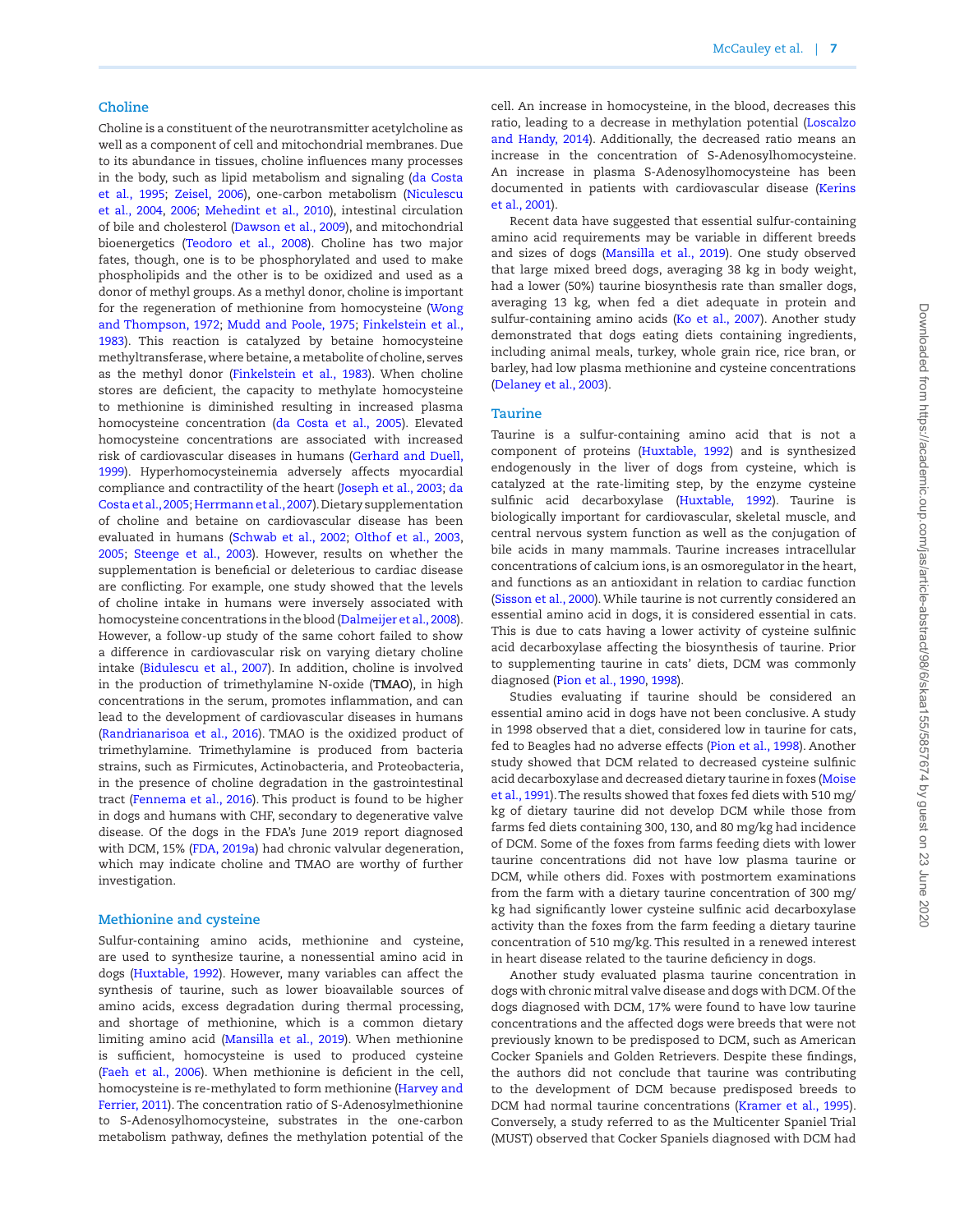## Choline

Choline is a constituent of the neurotransmitter acetylcholine as well as a component of cell and mitochondrial membranes. Due to its abundance in tissues, choline influences many processes in the body, such as lipid metabolism and signaling (da Costa et al., 1995; Zeisel, 2006), one-carbon metabolism (Niculescu et al., 2004, 2006; Mehedint et al., 2010), intestinal circulation of bile and cholesterol (Dawson et al., 2009), and mitochondrial bioenergetics (Teodoro et al., 2008). Choline has two major fates, though, one is to be phosphorylated and used to make phospholipids and the other is to be oxidized and used as a donor of methyl groups. As a methyl donor, choline is important for the regeneration of methionine from homocysteine (Wong and Thompson, 1972; Mudd and Poole, 1975; Finkelstein et al., 1983). This reaction is catalyzed by betaine homocysteine methyltransferase, where betaine, a metabolite of choline, serves as the methyl donor (Finkelstein et al., 1983). When choline stores are deficient, the capacity to methylate homocysteine to methionine is diminished resulting in increased plasma homocysteine concentration (da Costa et al., 2005). Elevated homocysteine concentrations are associated with increased risk of cardiovascular diseases in humans (Gerhard and Duell, 1999). Hyperhomocysteinemia adversely affects myocardial compliance and contractility of the heart (Joseph et al., 2003; da Costa et al., 2005; Herrmann et al., 2007). Dietary supplementation of choline and betaine on cardiovascular disease has been evaluated in humans (Schwab et al., 2002; Olthof et al., 2003, 2005; Steenge et al., 2003). However, results on whether the supplementation is beneficial or deleterious to cardiac disease are conflicting. For example, one study showed that the levels of choline intake in humans were inversely associated with homocysteine concentrations in the blood (Dalmeijer et al., 2008). However, a follow-up study of the same cohort failed to show a difference in cardiovascular risk on varying dietary choline intake (Bidulescu et al., 2007). In addition, choline is involved in the production of trimethylamine N-oxide (**TMAO**), in high concentrations in the serum, promotes inflammation, and can lead to the development of cardiovascular diseases in humans (Randrianarisoa et al., 2016). TMAO is the oxidized product of trimethylamine. Trimethylamine is produced from bacteria strains, such as Firmicutes, Actinobacteria, and Proteobacteria, in the presence of choline degradation in the gastrointestinal tract (Fennema et al., 2016). This product is found to be higher in dogs and humans with CHF, secondary to degenerative valve disease. Of the dogs in the FDA's June 2019 report diagnosed with DCM, 15% (FDA, 2019a) had chronic valvular degeneration, which may indicate choline and TMAO are worthy of further investigation.

## Methionine and cysteine

Sulfur-containing amino acids, methionine and cysteine, are used to synthesize taurine, a nonessential amino acid in dogs (Huxtable, 1992). However, many variables can affect the synthesis of taurine, such as lower bioavailable sources of amino acids, excess degradation during thermal processing, and shortage of methionine, which is a common dietary limiting amino acid (Mansilla et al., 2019). When methionine is sufficient, homocysteine is used to produced cysteine (Faeh et al., 2006). When methionine is deficient in the cell, homocysteine is re-methylated to form methionine (Harvey and Ferrier, 2011). The concentration ratio of S-Adenosylmethionine to S-Adenosylhomocysteine, substrates in the one-carbon metabolism pathway, defines the methylation potential of the cell. An increase in homocysteine, in the blood, decreases this ratio, leading to a decrease in methylation potential (Loscalzo and Handy, 2014). Additionally, the decreased ratio means an increase in the concentration of S-Adenosylhomocysteine. An increase in plasma S-Adenosylhomocysteine has been documented in patients with cardiovascular disease (Kerins et al., 2001).

Recent data have suggested that essential sulfur-containing amino acid requirements may be variable in different breeds and sizes of dogs (Mansilla et al., 2019). One study observed that large mixed breed dogs, averaging 38 kg in body weight, had a lower (50%) taurine biosynthesis rate than smaller dogs, averaging 13 kg, when fed a diet adequate in protein and sulfur-containing amino acids (Ko et al., 2007). Another study demonstrated that dogs eating diets containing ingredients, including animal meals, turkey, whole grain rice, rice bran, or barley, had low plasma methionine and cysteine concentrations (Delaney et al., 2003).

## Taurine

Taurine is a sulfur-containing amino acid that is not a component of proteins (Huxtable, 1992) and is synthesized endogenously in the liver of dogs from cysteine, which is catalyzed at the rate-limiting step, by the enzyme cysteine sulfinic acid decarboxylase (Huxtable, 1992). Taurine is biologically important for cardiovascular, skeletal muscle, and central nervous system function as well as the conjugation of bile acids in many mammals. Taurine increases intracellular concentrations of calcium ions, is an osmoregulator in the heart, and functions as an antioxidant in relation to cardiac function (Sisson et al., 2000). While taurine is not currently considered an essential amino acid in dogs, it is considered essential in cats. This is due to cats having a lower activity of cysteine sulfinic acid decarboxylase affecting the biosynthesis of taurine. Prior to supplementing taurine in cats' diets, DCM was commonly diagnosed (Pion et al., 1990, 1998).

Studies evaluating if taurine should be considered an essential amino acid in dogs have not been conclusive. A study in 1998 observed that a diet, considered low in taurine for cats, fed to Beagles had no adverse effects (Pion et al., 1998). Another study showed that DCM related to decreased cysteine sulfinic acid decarboxylase and decreased dietary taurine in foxes (Moise et al., 1991). The results showed that foxes fed diets with 510 mg/kg of dietary taurine did not develop DCM while those from farms fed diets containing 300, 130, and 80 mg/kg had incidence of DCM. Some of the foxes from farms feeding diets with lower taurine concentrations did not have low plasma taurine or DCM, while others did. Foxes with postmortem examinations from the farm with a dietary taurine concentration of 300 mg/kg had significantly lower cysteine sulfinic acid decarboxylase activity than the foxes from the farm feeding a dietary taurine concentration of 510 mg/kg. This resulted in a renewed interest in heart disease related to the taurine deficiency in dogs.

Another study evaluated plasma taurine concentration in dogs with chronic mitral valve disease and dogs with DCM. Of the dogs diagnosed with DCM, 17% were found to have low taurine concentrations and the affected dogs were breeds that were not previously known to be predisposed to DCM, such as American Cocker Spaniels and Golden Retrievers. Despite these findings, the authors did not conclude that taurine was contributing to the development of DCM because predisposed breeds to DCM had normal taurine concentrations (Kramer et al., 1995). Conversely, a study referred to as the Multicenter Spaniel Trial (MUST) observed that Cocker Spaniels diagnosed with DCM had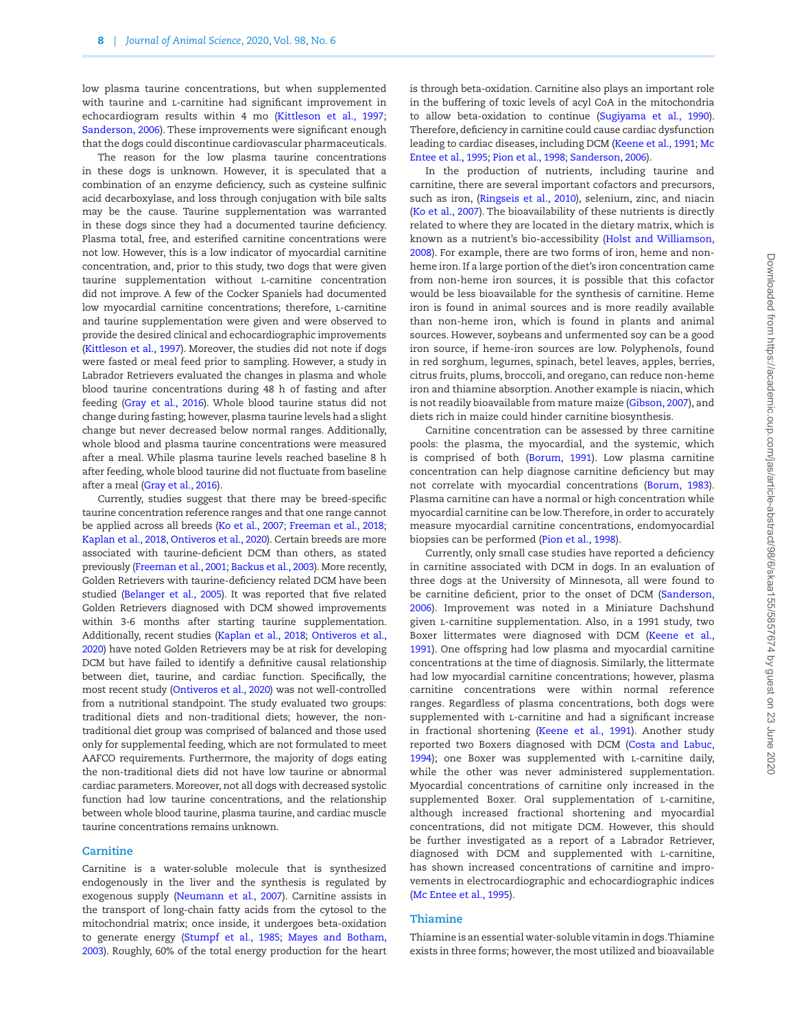low plasma taurine concentrations, but when supplemented with taurine and L-carnitine had significant improvement in echocardiogram results within 4 mo (Kittleson et al., 1997; Sanderson, 2006). These improvements were significant enough that the dogs could discontinue cardiovascular pharmaceuticals.

The reason for the low plasma taurine concentrations in these dogs is unknown. However, it is speculated that a combination of an enzyme deficiency, such as cysteine sulfinic acid decarboxylase, and loss through conjugation with bile salts may be the cause. Taurine supplementation was warranted in these dogs since they had a documented taurine deficiency. Plasma total, free, and esterified carnitine concentrations were not low. However, this is a low indicator of myocardial carnitine concentration, and, prior to this study, two dogs that were given taurine supplementation without L-carnitine concentration did not improve. A few of the Cocker Spaniels had documented low myocardial carnitine concentrations; therefore, L-carnitine and taurine supplementation were given and were observed to provide the desired clinical and echocardiographic improvements (Kittleson et al., 1997). Moreover, the studies did not note if dogs were fasted or meal feed prior to sampling. However, a study in Labrador Retrievers evaluated the changes in plasma and whole blood taurine concentrations during 48 h of fasting and after feeding (Gray et al., 2016). Whole blood taurine status did not change during fasting; however, plasma taurine levels had a slight change but never decreased below normal ranges. Additionally, whole blood and plasma taurine concentrations were measured after a meal. While plasma taurine levels reached baseline 8 h after feeding, whole blood taurine did not fluctuate from baseline after a meal (Gray et al., 2016).

Currently, studies suggest that there may be breed-specific taurine concentration reference ranges and that one range cannot be applied across all breeds (Ko et al., 2007; Freeman et al., 2018; Kaplan et al., 2018, Ontiveros et al., 2020). Certain breeds are more associated with taurine-deficient DCM than others, as stated previously (Freeman et al., 2001; Backus et al., 2003). More recently, Golden Retrievers with taurine-deficiency related DCM have been studied (Belanger et al., 2005). It was reported that five related Golden Retrievers diagnosed with DCM showed improvements within 3-6 months after starting taurine supplementation. Additionally, recent studies (Kaplan et al., 2018; Ontiveros et al., 2020) have noted Golden Retrievers may be at risk for developing DCM but have failed to identify a definitive causal relationship between diet, taurine, and cardiac function. Specifically, the most recent study (Ontiveros et al., 2020) was not well-controlled from a nutritional standpoint. The study evaluated two groups: traditional diets and non-traditional diets; however, the non-traditional diet group was comprised of balanced and those used only for supplemental feeding, which are not formulated to meet AAFCO requirements. Furthermore, the majority of dogs eating the non-traditional diets did not have low taurine or abnormal cardiac parameters. Moreover, not all dogs with decreased systolic function had low taurine concentrations, and the relationship between whole blood taurine, plasma taurine, and cardiac muscle taurine concentrations remains unknown.

## Carnitine

Carnitine is a water-soluble molecule that is synthesized endogenously in the liver and the synthesis is regulated by exogenous supply (Neumann et al., 2007). Carnitine assists in the transport of long-chain fatty acids from the cytosol to the mitochondrial matrix; once inside, it undergoes beta-oxidation to generate energy (Stumpf et al., 1985; Mayes and Botham, 2003). Roughly, 60% of the total energy production for the heart is through beta-oxidation. Carnitine also plays an important role in the buffering of toxic levels of acyl CoA in the mitochondria to allow beta-oxidation to continue (Sugiyama et al., 1990). Therefore, deficiency in carnitine could cause cardiac dysfunction leading to cardiac diseases, including DCM (Keene et al., 1991; Mc Entee et al., 1995; Pion et al., 1998; Sanderson, 2006).

In the production of nutrients, including taurine and carnitine, there are several important cofactors and precursors, such as iron, (Ringseis et al., 2010), selenium, zinc, and niacin (Ko et al., 2007). The bioavailability of these nutrients is directly related to where they are located in the dietary matrix, which is known as a nutrient's bio-accessibility (Holst and Williamson, 2008). For example, there are two forms of iron, heme and non-heme iron. If a large portion of the diet's iron concentration came from non-heme iron sources, it is possible that this cofactor would be less bioavailable for the synthesis of carnitine. Heme iron is found in animal sources and is more readily available than non-heme iron, which is found in plants and animal sources. However, soybeans and unfermented soy can be a good iron source, if heme-iron sources are low. Polyphenols, found in red sorghum, legumes, spinach, betel leaves, apples, berries, citrus fruits, plums, broccoli, and oregano, can reduce non-heme iron and thiamine absorption. Another example is niacin, which is not readily bioavailable from mature maize (Gibson, 2007), and diets rich in maize could hinder carnitine biosynthesis.

Carnitine concentration can be assessed by three carnitine pools: the plasma, the myocardial, and the systemic, which is comprised of both (Borum, 1991). Low plasma carnitine concentration can help diagnose carnitine deficiency but may not correlate with myocardial concentrations (Borum, 1983). Plasma carnitine can have a normal or high concentration while myocardial carnitine can be low. Therefore, in order to accurately measure myocardial carnitine concentrations, endomyocardial biopsies can be performed (Pion et al., 1998).

Currently, only small case studies have reported a deficiency in carnitine associated with DCM in dogs. In an evaluation of three dogs at the University of Minnesota, all were found to be carnitine deficient, prior to the onset of DCM (Sanderson, 2006). Improvement was noted in a Miniature Dachshund given L-carnitine supplementation. Also, in a 1991 study, two Boxer littermates were diagnosed with DCM (Keene et al., 1991). One offspring had low plasma and myocardial carnitine concentrations at the time of diagnosis. Similarly, the littermate had low myocardial carnitine concentrations; however, plasma carnitine concentrations were within normal reference ranges. Regardless of plasma concentrations, both dogs were supplemented with L-carnitine and had a significant increase in fractional shortening (Keene et al., 1991). Another study reported two Boxers diagnosed with DCM (Costa and Labuc, 1994); one Boxer was supplemented with L-carnitine daily, while the other was never administered supplementation. Myocardial concentrations of carnitine only increased in the supplemented Boxer. Oral supplementation of L-carnitine, although increased fractional shortening and myocardial concentrations, did not mitigate DCM. However, this should be further investigated as a report of a Labrador Retriever, diagnosed with DCM and supplemented with L-carnitine, has shown increased concentrations of carnitine and improvements in electrocardiographic and echocardiographic indices (Mc Entee et al., 1995).

## Thiamine

Thiamine is an essential water-soluble vitamin in dogs. Thiamine exists in three forms; however, the most utilized and bioavailable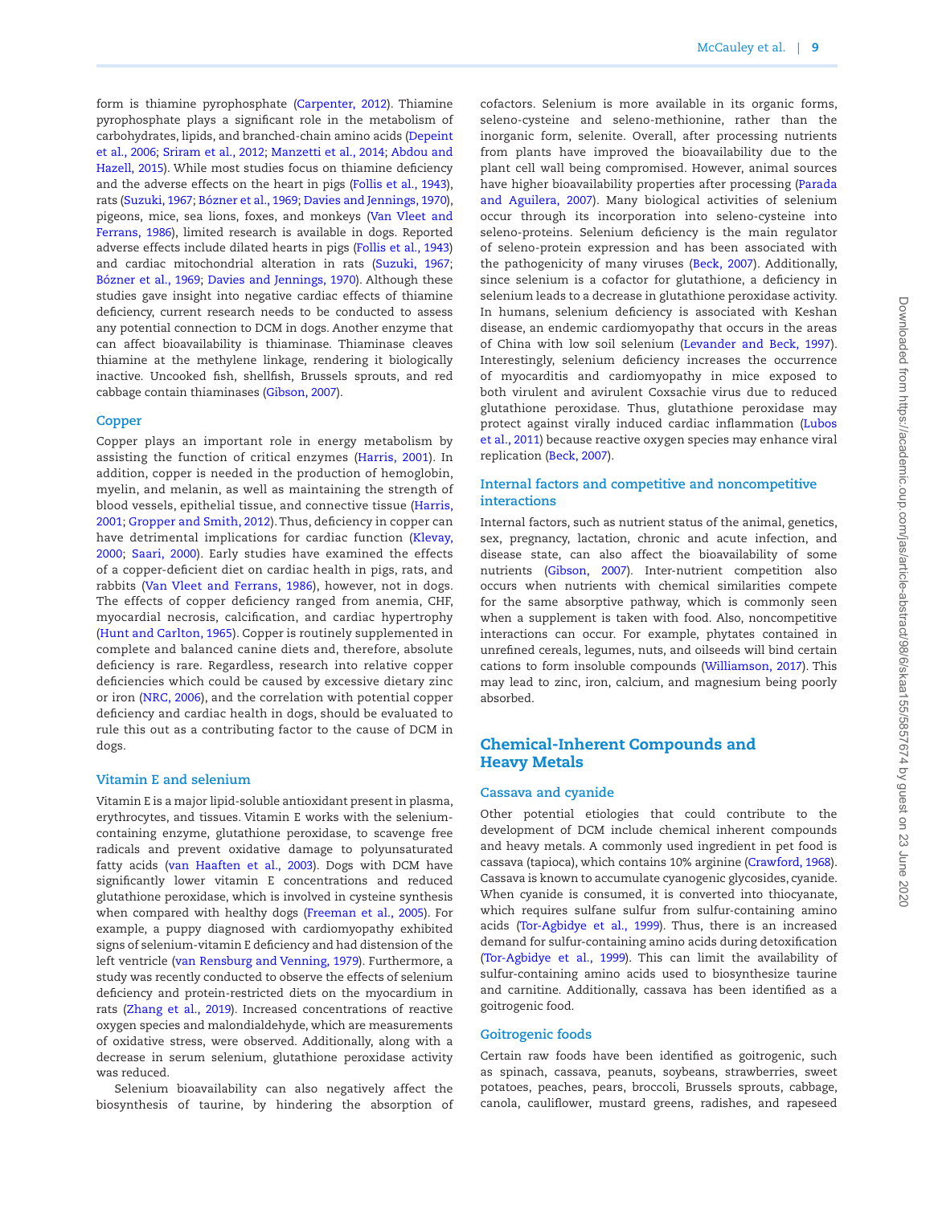form is thiamine pyrophosphate (Carpenter, 2012). Thiamine pyrophosphate plays a significant role in the metabolism of carbohydrates, lipids, and branched-chain amino acids (Depeint et al., 2006; Sriram et al., 2012; Manzetti et al., 2014; Abdou and Hazell, 2015). While most studies focus on thiamine deficiency and the adverse effects on the heart in pigs (Follis et al., 1943), rats (Suzuki, 1967; Bózner et al., 1969; Davies and Jennings, 1970), pigeons, mice, sea lions, foxes, and monkeys (Van Vleet and Ferrans, 1986), limited research is available in dogs. Reported adverse effects include dilated hearts in pigs (Follis et al., 1943) and cardiac mitochondrial alteration in rats (Suzuki, 1967; Bózner et al., 1969; Davies and Jennings, 1970). Although these studies gave insight into negative cardiac effects of thiamine deficiency, current research needs to be conducted to assess any potential connection to DCM in dogs. Another enzyme that can affect bioavailability is thiaminase. Thiaminase cleaves thiamine at the methylene linkage, rendering it biologically inactive. Uncooked fish, shellfish, Brussels sprouts, and red cabbage contain thiaminases (Gibson, 2007).

### Copper

Copper plays an important role in energy metabolism by assisting the function of critical enzymes (Harris, 2001). In addition, copper is needed in the production of hemoglobin, myelin, and melanin, as well as maintaining the strength of blood vessels, epithelial tissue, and connective tissue (Harris, 2001; Gropper and Smith, 2012). Thus, deficiency in copper can have detrimental implications for cardiac function (Klevay, 2000; Saari, 2000). Early studies have examined the effects of a copper-deficient diet on cardiac health in pigs, rats, and rabbits (Van Vleet and Ferrans, 1986), however, not in dogs. The effects of copper deficiency ranged from anemia, CHF, myocardial necrosis, calcification, and cardiac hypertrophy (Hunt and Carlton, 1965). Copper is routinely supplemented in complete and balanced canine diets and, therefore, absolute deficiency is rare. Regardless, research into relative copper deficiencies which could be caused by excessive dietary zinc or iron (NRC, 2006), and the correlation with potential copper deficiency and cardiac health in dogs, should be evaluated to rule this out as a contributing factor to the cause of DCM in dogs.

### Vitamin E and selenium

Vitamin E is a major lipid-soluble antioxidant present in plasma, erythrocytes, and tissues. Vitamin E works with the selenium-containing enzyme, glutathione peroxidase, to scavenge free radicals and prevent oxidative damage to polyunsaturated fatty acids (van Haaften et al., 2003). Dogs with DCM have significantly lower vitamin E concentrations and reduced glutathione peroxidase, which is involved in cysteine synthesis when compared with healthy dogs (Freeman et al., 2005). For example, a puppy diagnosed with cardiomyopathy exhibited signs of selenium-vitamin E deficiency and had distension of the left ventricle (van Rensburg and Venning, 1979). Furthermore, a study was recently conducted to observe the effects of selenium deficiency and protein-restricted diets on the myocardium in rats (Zhang et al., 2019). Increased concentrations of reactive oxygen species and malondialdehyde, which are measurements of oxidative stress, were observed. Additionally, along with a decrease in serum selenium, glutathione peroxidase activity was reduced.

Selenium bioavailability can also negatively affect the biosynthesis of taurine, by hindering the absorption of cofactors. Selenium is more available in its organic forms, seleno-cysteine and seleno-methionine, rather than the inorganic form, selenite. Overall, after processing nutrients from plants have improved the bioavailability due to the plant cell wall being compromised. However, animal sources have higher bioavailability properties after processing (Parada and Aguilera, 2007). Many biological activities of selenium occur through its incorporation into seleno-cysteine into seleno-proteins. Selenium deficiency is the main regulator of seleno-protein expression and has been associated with the pathogenicity of many viruses (Beck, 2007). Additionally, since selenium is a cofactor for glutathione, a deficiency in selenium leads to a decrease in glutathione peroxidase activity. In humans, selenium deficiency is associated with Keshan disease, an endemic cardiomyopathy that occurs in the areas of China with low soil selenium (Levander and Beck, 1997). Interestingly, selenium deficiency increases the occurrence of myocarditis and cardiomyopathy in mice exposed to both virulent and avirulent Coxsachie virus due to reduced glutathione peroxidase. Thus, glutathione peroxidase may protect against virally induced cardiac inflammation (Lubos et al., 2011) because reactive oxygen species may enhance viral replication (Beck, 2007).

### Internal factors and competitive and noncompetitive interactions

Internal factors, such as nutrient status of the animal, genetics, sex, pregnancy, lactation, chronic and acute infection, and disease state, can also affect the bioavailability of some nutrients (Gibson, 2007). Inter-nutrient competition also occurs when nutrients with chemical similarities compete for the same absorptive pathway, which is commonly seen when a supplement is taken with food. Also, noncompetitive interactions can occur. For example, phytates contained in unrefined cereals, legumes, nuts, and oilseeds will bind certain cations to form insoluble compounds (Williamson, 2017). This may lead to zinc, iron, calcium, and magnesium being poorly absorbed.

## Chemical-Inherent Compounds and Heavy Metals

### Cassava and cyanide

Other potential etiologies that could contribute to the development of DCM include chemical inherent compounds and heavy metals. A commonly used ingredient in pet food is cassava (tapioca), which contains 10% arginine (Crawford, 1968). Cassava is known to accumulate cyanogenic glycosides, cyanide. When cyanide is consumed, it is converted into thiocyanate, which requires sulfane sulfur from sulfur-containing amino acids (Tor-Agbidye et al., 1999). Thus, there is an increased demand for sulfur-containing amino acids during detoxification (Tor-Agbidye et al., 1999). This can limit the availability of sulfur-containing amino acids used to biosynthesize taurine and carnitine. Additionally, cassava has been identified as a goitrogenic food.

### Goitrogenic foods

Certain raw foods have been identified as goitrogenic, such as spinach, cassava, peanuts, soybeans, strawberries, sweet potatoes, peaches, pears, broccoli, Brussels sprouts, cabbage, canola, cauliflower, mustard greens, radishes, and rapeseed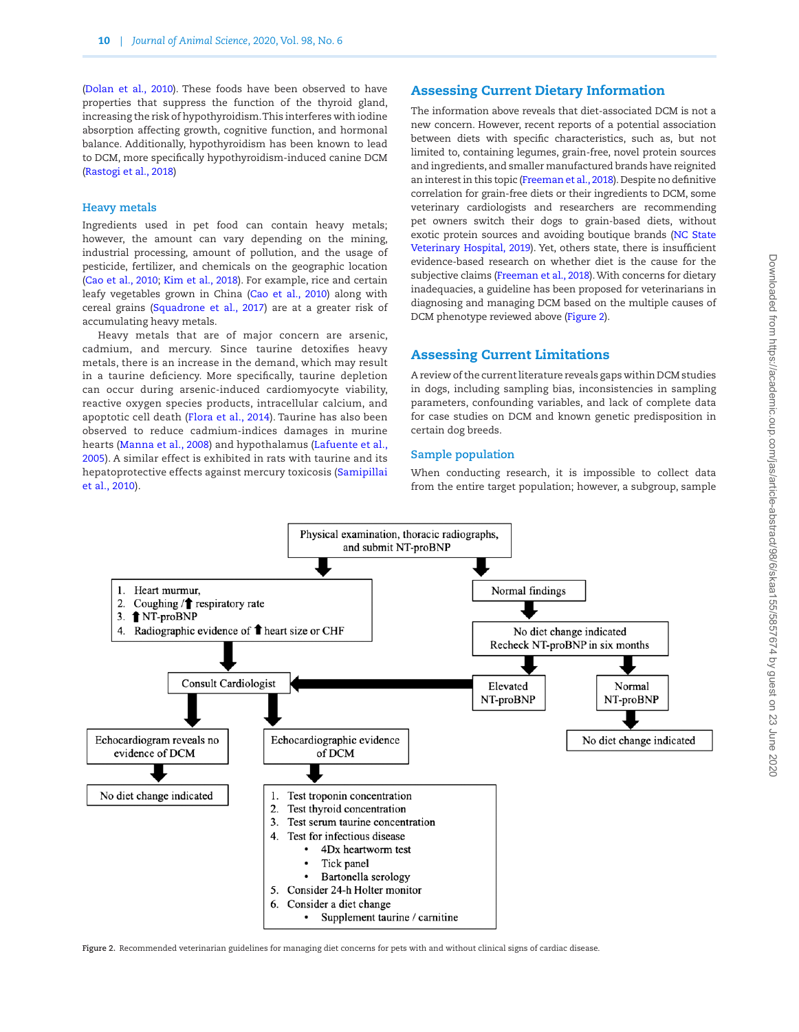(Dolan et al., 2010). These foods have been observed to have properties that suppress the function of the thyroid gland, increasing the risk of hypothyroidism. This interferes with iodine absorption affecting growth, cognitive function, and hormonal balance. Additionally, hypothyroidism has been known to lead to DCM, more specifically hypothyroidism-induced canine DCM (Rastogi et al., 2018)

### Heavy metals

Ingredients used in pet food can contain heavy metals; however, the amount can vary depending on the mining, industrial processing, amount of pollution, and the usage of pesticide, fertilizer, and chemicals on the geographic location (Cao et al., 2010; Kim et al., 2018). For example, rice and certain leafy vegetables grown in China (Cao et al., 2010) along with cereal grains (Squadrone et al., 2017) are at a greater risk of accumulating heavy metals.

Heavy metals that are of major concern are arsenic, cadmium, and mercury. Since taurine detoxifies heavy metals, there is an increase in the demand, which may result in a taurine deficiency. More specifically, taurine depletion can occur during arsenic-induced cardiomyocyte viability, reactive oxygen species products, intracellular calcium, and apoptotic cell death (Flora et al., 2014). Taurine has also been observed to reduce cadmium-indices damages in murine hearts (Manna et al., 2008) and hypothalamus (Lafuente et al., 2005). A similar effect is exhibited in rats with taurine and its hepatoprotective effects against mercury toxicosis (Samipillai et al., 2010).

## Assessing Current Dietary Information

The information above reveals that diet-associated DCM is not a new concern. However, recent reports of a potential association between diets with specific characteristics, such as, but not limited to, containing legumes, grain-free, novel protein sources and ingredients, and smaller manufactured brands have reignited an interest in this topic (Freeman et al., 2018). Despite no definitive correlation for grain-free diets or their ingredients to DCM, some veterinary cardiologists and researchers are recommending pet owners switch their dogs to grain-based diets, without exotic protein sources and avoiding boutique brands (NC State Veterinary Hospital, 2019). Yet, others state, there is insufficient evidence-based research on whether diet is the cause for the subjective claims (Freeman et al., 2018). With concerns for dietary inadequacies, a guideline has been proposed for veterinarians in diagnosing and managing DCM based on the multiple causes of DCM phenotype reviewed above (Figure 2).

## Assessing Current Limitations

A review of the current literature reveals gaps within DCM studies in dogs, including sampling bias, inconsistencies in sampling parameters, confounding variables, and lack of complete data for case studies on DCM and known genetic predisposition in certain dog breeds.

### Sample population

When conducting research, it is impossible to collect data from the entire target population; however, a subgroup, sample

Physical examination, thoracic radiographs, and submit NT-proBNP

1. Heart murmur,
2. Coughing /⬆ respiratory rate
3. ⬆ NT-proBNP
4. Radiographic evidence of ⬆ heart size or CHF

→ Consult Cardiologist
- Echocardiogram reveals no evidence of DCM → No diet change indicated
- Echocardiographic evidence of DCM →
  1. Test troponin concentration
  2. Test thyroid concentration
  3. Test serum taurine concentration
  4. Test for infectious disease
     - 4Dx heartworm test
     - Tick panel
     - Bartonella serology
  5. Consider 24-h Holter monitor
  6. Consider a diet change
     - Supplement taurine / carnitine

Normal findings → No diet change indicated, Recheck NT-proBNP in six months
- Elevated NT-proBNP → Consult Cardiologist
- Normal NT-proBNP → No diet change indicated

Figure 2. Recommended veterinarian guidelines for managing diet concerns for pets with and without clinical signs of cardiac disease.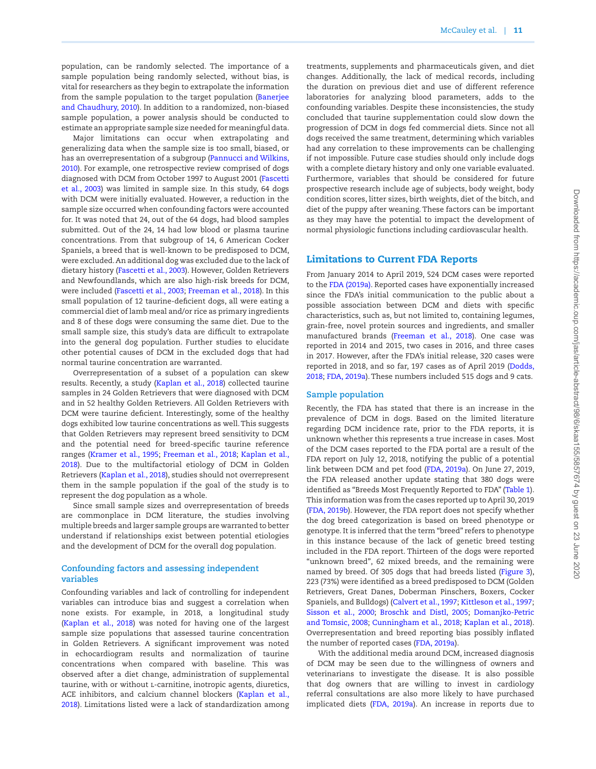population, can be randomly selected. The importance of a sample population being randomly selected, without bias, is vital for researchers as they begin to extrapolate the information from the sample population to the target population (Banerjee and Chaudhury, 2010). In addition to a randomized, non-biased sample population, a power analysis should be conducted to estimate an appropriate sample size needed for meaningful data.

Major limitations can occur when extrapolating and generalizing data when the sample size is too small, biased, or has an overrepresentation of a subgroup (Pannucci and Wilkins, 2010). For example, one retrospective review comprised of dogs diagnosed with DCM from October 1997 to August 2001 (Fascetti et al., 2003) was limited in sample size. In this study, 64 dogs with DCM were initially evaluated. However, a reduction in the sample size occurred when confounding factors were accounted for. It was noted that 24, out of the 64 dogs, had blood samples submitted. Out of the 24, 14 had low blood or plasma taurine concentrations. From that subgroup of 14, 6 American Cocker Spaniels, a breed that is well-known to be predisposed to DCM, were excluded. An additional dog was excluded due to the lack of dietary history (Fascetti et al., 2003). However, Golden Retrievers and Newfoundlands, which are also high-risk breeds for DCM, were included (Fascetti et al., 2003; Freeman et al., 2018). In this small population of 12 taurine-deficient dogs, all were eating a commercial diet of lamb meal and/or rice as primary ingredients and 8 of these dogs were consuming the same diet. Due to the small sample size, this study's data are difficult to extrapolate into the general dog population. Further studies to elucidate other potential causes of DCM in the excluded dogs that had normal taurine concentration are warranted.

Overrepresentation of a subset of a population can skew results. Recently, a study (Kaplan et al., 2018) collected taurine samples in 24 Golden Retrievers that were diagnosed with DCM and in 52 healthy Golden Retrievers. All Golden Retrievers with DCM were taurine deficient. Interestingly, some of the healthy dogs exhibited low taurine concentrations as well. This suggests that Golden Retrievers may represent breed sensitivity to DCM and the potential need for breed-specific taurine reference ranges (Kramer et al., 1995; Freeman et al., 2018; Kaplan et al., 2018). Due to the multifactorial etiology of DCM in Golden Retrievers (Kaplan et al., 2018), studies should not overrepresent them in the sample population if the goal of the study is to represent the dog population as a whole.

Since small sample sizes and overrepresentation of breeds are commonplace in DCM literature, the studies involving multiple breeds and larger sample groups are warranted to better understand if relationships exist between potential etiologies and the development of DCM for the overall dog population.

### Confounding factors and assessing independent variables

Confounding variables and lack of controlling for independent variables can introduce bias and suggest a correlation when none exists. For example, in 2018, a longitudinal study (Kaplan et al., 2018) was noted for having one of the largest sample size populations that assessed taurine concentration in Golden Retrievers. A significant improvement was noted in echocardiogram results and normalization of taurine concentrations when compared with baseline. This was observed after a diet change, administration of supplemental taurine, with or without L-carnitine, inotropic agents, diuretics, ACE inhibitors, and calcium channel blockers (Kaplan et al., 2018). Limitations listed were a lack of standardization among treatments, supplements and pharmaceuticals given, and diet changes. Additionally, the lack of medical records, including the duration on previous diet and use of different reference laboratories for analyzing blood parameters, adds to the confounding variables. Despite these inconsistencies, the study concluded that taurine supplementation could slow down the progression of DCM in dogs fed commercial diets. Since not all dogs received the same treatment, determining which variables had any correlation to these improvements can be challenging if not impossible. Future case studies should only include dogs with a complete dietary history and only one variable evaluated. Furthermore, variables that should be considered for future prospective research include age of subjects, body weight, body condition scores, litter sizes, birth weights, diet of the bitch, and diet of the puppy after weaning. These factors can be important as they may have the potential to impact the development of normal physiologic functions including cardiovascular health.

## Limitations to Current FDA Reports

From January 2014 to April 2019, 524 DCM cases were reported to the FDA (2019a). Reported cases have exponentially increased since the FDA's initial communication to the public about a possible association between DCM and diets with specific characteristics, such as, but not limited to, containing legumes, grain-free, novel protein sources and ingredients, and smaller manufactured brands (Freeman et al., 2018). One case was reported in 2014 and 2015, two cases in 2016, and three cases in 2017. However, after the FDA's initial release, 320 cases were reported in 2018, and so far, 197 cases as of April 2019 (Dodds, 2018; FDA, 2019a). These numbers included 515 dogs and 9 cats.

### Sample population

Recently, the FDA has stated that there is an increase in the prevalence of DCM in dogs. Based on the limited literature regarding DCM incidence rate, prior to the FDA reports, it is unknown whether this represents a true increase in cases. Most of the DCM cases reported to the FDA portal are a result of the FDA report on July 12, 2018, notifying the public of a potential link between DCM and pet food (FDA, 2019a). On June 27, 2019, the FDA released another update stating that 380 dogs were identified as "Breeds Most Frequently Reported to FDA" (Table 1). This information was from the cases reported up to April 30, 2019 (FDA, 2019b). However, the FDA report does not specify whether the dog breed categorization is based on breed phenotype or genotype. It is inferred that the term "breed" refers to phenotype in this instance because of the lack of genetic breed testing included in the FDA report. Thirteen of the dogs were reported "unknown breed", 62 mixed breeds, and the remaining were named by breed. Of 305 dogs that had breeds listed (Figure 3), 223 (73%) were identified as a breed predisposed to DCM (Golden Retrievers, Great Danes, Doberman Pinschers, Boxers, Cocker Spaniels, and Bulldogs) (Calvert et al., 1997; Kittleson et al., 1997; Sisson et al., 2000; Broschk and Distl, 2005; Domanjko-Petric and Tomsic, 2008; Cunningham et al., 2018; Kaplan et al., 2018). Overrepresentation and breed reporting bias possibly inflated the number of reported cases (FDA, 2019a).

With the additional media around DCM, increased diagnosis of DCM may be seen due to the willingness of owners and veterinarians to investigate the disease. It is also possible that dog owners that are willing to invest in cardiology referral consultations are also more likely to have purchased implicated diets (FDA, 2019a). An increase in reports due to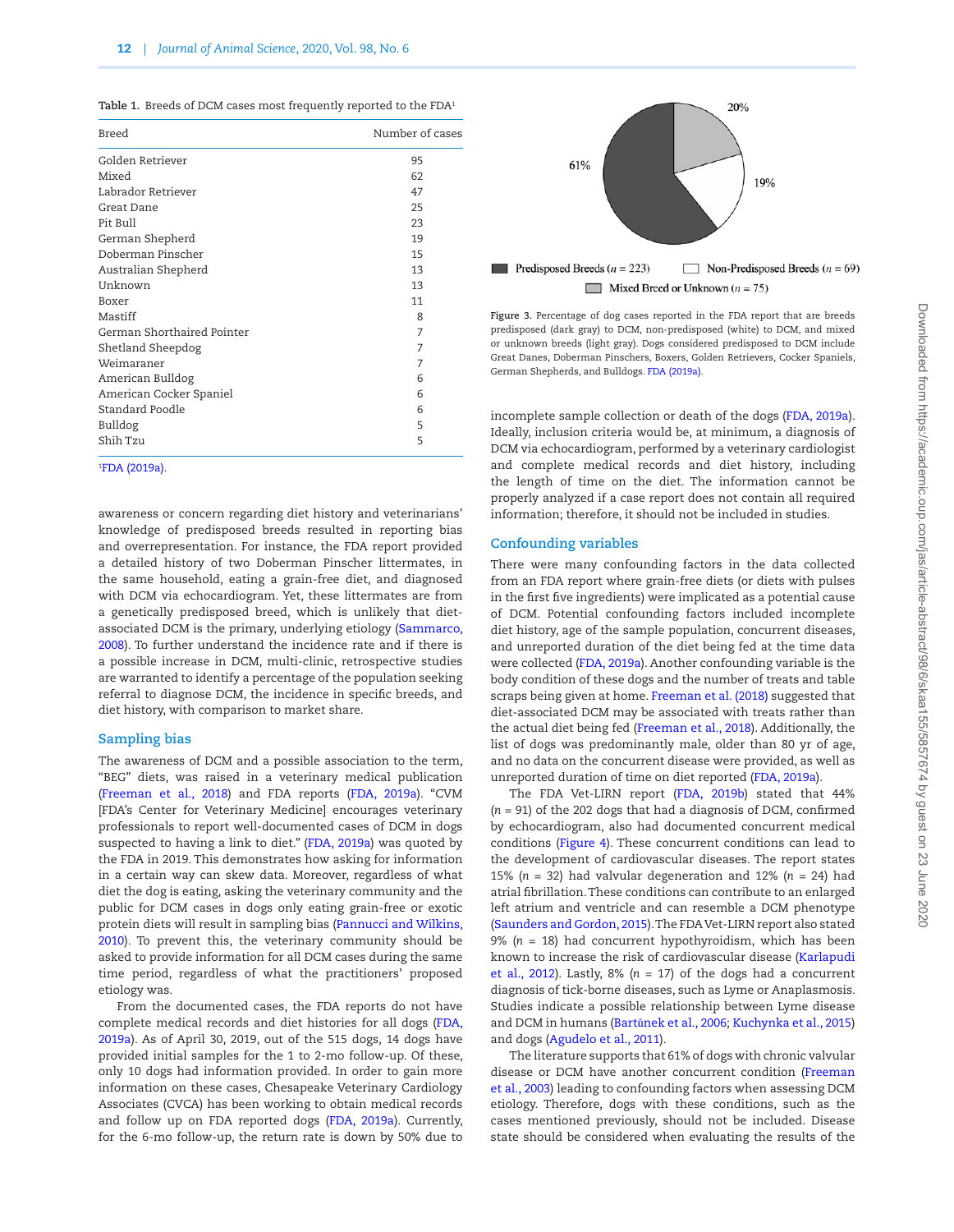Table 1. Breeds of DCM cases most frequently reported to the FDA[1]

| Breed | Number of cases |
|---|---|
| Golden Retriever | 95 |
| Mixed | 62 |
| Labrador Retriever | 47 |
| Great Dane | 25 |
| Pit Bull | 23 |
| German Shepherd | 19 |
| Doberman Pinscher | 15 |
| Australian Shepherd | 13 |
| Unknown | 13 |
| Boxer | 11 |
| Mastiff | 8 |
| German Shorthaired Pointer | 7 |
| Shetland Sheepdog | 7 |
| Weimaraner | 7 |
| American Bulldog | 6 |
| American Cocker Spaniel | 6 |
| Standard Poodle | 6 |
| Bulldog | 5 |
| Shih Tzu | 5 |

[1]FDA (2019a).

awareness or concern regarding diet history and veterinarians' knowledge of predisposed breeds resulted in reporting bias and overrepresentation. For instance, the FDA report provided a detailed history of two Doberman Pinscher littermates, in the same household, eating a grain-free diet, and diagnosed with DCM via echocardiogram. Yet, these littermates are from a genetically predisposed breed, which is unlikely that diet-associated DCM is the primary, underlying etiology (Sammarco, 2008). To further understand the incidence rate and if there is a possible increase in DCM, multi-clinic, retrospective studies are warranted to identify a percentage of the population seeking referral to diagnose DCM, the incidence in specific breeds, and diet history, with comparison to market share.

## Sampling bias

The awareness of DCM and a possible association to the term, "BEG" diets, was raised in a veterinary medical publication (Freeman et al., 2018) and FDA reports (FDA, 2019a). "CVM [FDA's Center for Veterinary Medicine] encourages veterinary professionals to report well-documented cases of DCM in dogs suspected to having a link to diet." (FDA, 2019a) was quoted by the FDA in 2019. This demonstrates how asking for information in a certain way can skew data. Moreover, regardless of what diet the dog is eating, asking the veterinary community and the public for DCM cases in dogs only eating grain-free or exotic protein diets will result in sampling bias (Pannucci and Wilkins, 2010). To prevent this, the veterinary community should be asked to provide information for all DCM cases during the same time period, regardless of what the practitioners' proposed etiology was.

From the documented cases, the FDA reports do not have complete medical records and diet histories for all dogs (FDA, 2019a). As of April 30, 2019, out of the 515 dogs, 14 dogs have provided initial samples for the 1 to 2-mo follow-up. Of these, only 10 dogs had information provided. In order to gain more information on these cases, Chesapeake Veterinary Cardiology Associates (CVCA) has been working to obtain medical records and follow up on FDA reported dogs (FDA, 2019a). Currently, for the 6-mo follow-up, the return rate is down by 50% due to

Figure 3. Percentage of dog cases reported in the FDA report that are breeds predisposed (dark gray) to DCM, non-predisposed (white) to DCM, and mixed or unknown breeds (light gray). Dogs considered predisposed to DCM include Great Danes, Doberman Pinschers, Boxers, Golden Retrievers, Cocker Spaniels, German Shepherds, and Bulldogs. FDA (2019a).

incomplete sample collection or death of the dogs (FDA, 2019a). Ideally, inclusion criteria would be, at minimum, a diagnosis of DCM via echocardiogram, performed by a veterinary cardiologist and complete medical records and diet history, including the length of time on the diet. The information cannot be properly analyzed if a case report does not contain all required information; therefore, it should not be included in studies.

## Confounding variables

There were many confounding factors in the data collected from an FDA report where grain-free diets (or diets with pulses in the first five ingredients) were implicated as a potential cause of DCM. Potential confounding factors included incomplete diet history, age of the sample population, concurrent diseases, and unreported duration of the diet being fed at the time data were collected (FDA, 2019a). Another confounding variable is the body condition of these dogs and the number of treats and table scraps being given at home. Freeman et al. (2018) suggested that diet-associated DCM may be associated with treats rather than the actual diet being fed (Freeman et al., 2018). Additionally, the list of dogs was predominantly male, older than 80 yr of age, and no data on the concurrent disease were provided, as well as unreported duration of time on diet reported (FDA, 2019a).

The FDA Vet-LIRN report (FDA, 2019b) stated that 44% ($n$ = 91) of the 202 dogs that had a diagnosis of DCM, confirmed by echocardiogram, also had documented concurrent medical conditions (Figure 4). These concurrent conditions can lead to the development of cardiovascular diseases. The report states 15% ($n$ = 32) had valvular degeneration and 12% ($n$ = 24) had atrial fibrillation. These conditions can contribute to an enlarged left atrium and ventricle and can resemble a DCM phenotype (Saunders and Gordon, 2015). The FDA Vet-LIRN report also stated 9% ($n$ = 18) had concurrent hypothyroidism, which has been known to increase the risk of cardiovascular disease (Karlapudi et al., 2012). Lastly, 8% ($n$ = 17) of the dogs had a concurrent diagnosis of tick-borne diseases, such as Lyme or Anaplasmosis. Studies indicate a possible relationship between Lyme disease and DCM in humans (Bartůnek et al., 2006; Kuchynka et al., 2015) and dogs (Agudelo et al., 2011).

The literature supports that 61% of dogs with chronic valvular disease or DCM have another concurrent condition (Freeman et al., 2003) leading to confounding factors when assessing DCM etiology. Therefore, dogs with these conditions, such as the cases mentioned previously, should not be included. Disease state should be considered when evaluating the results of the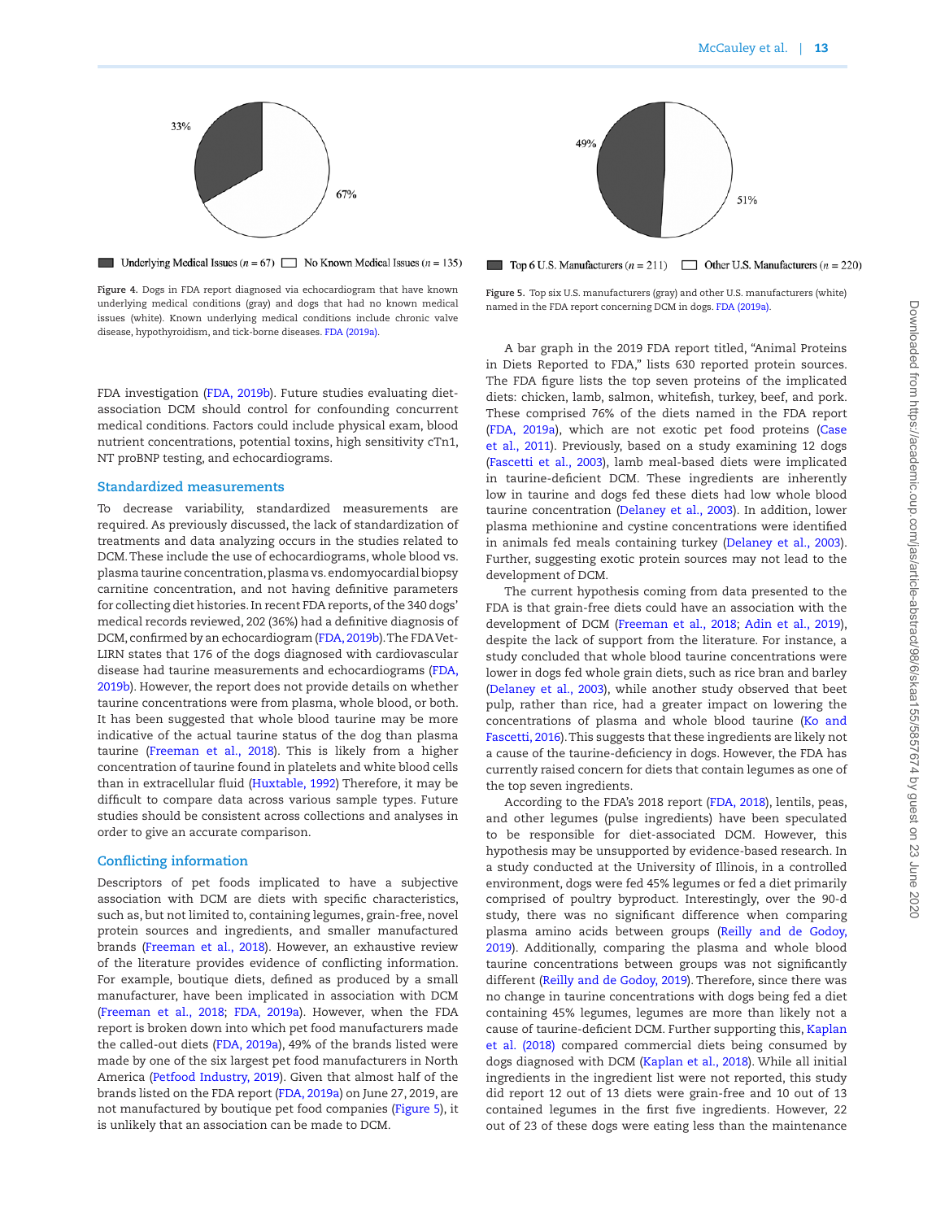33%

67%

Underlying Medical Issues ($n$ = 67) No Known Medical Issues ($n$ = 135)

**Figure 4.** Dogs in FDA report diagnosed via echocardiogram that have known underlying medical conditions (gray) and dogs that had no known medical issues (white). Known underlying medical conditions include chronic valve disease, hypothyroidism, and tick-borne diseases. FDA (2019a).

49%

51%

Top 6 U.S. Manufacturers ($n$ = 211) Other U.S. Manufacturers ($n$ = 220)

**Figure 5.** Top six U.S. manufacturers (gray) and other U.S. manufacturers (white) named in the FDA report concerning DCM in dogs. FDA (2019a).

FDA investigation (FDA, 2019b). Future studies evaluating diet-association DCM should control for confounding concurrent medical conditions. Factors could include physical exam, blood nutrient concentrations, potential toxins, high sensitivity cTn1, NT proBNP testing, and echocardiograms.

## Standardized measurements

To decrease variability, standardized measurements are required. As previously discussed, the lack of standardization of treatments and data analyzing occurs in the studies related to DCM. These include the use of echocardiograms, whole blood vs. plasma taurine concentration, plasma vs. endomyocardial biopsy carnitine concentration, and not having definitive parameters for collecting diet histories. In recent FDA reports, of the 340 dogs' medical records reviewed, 202 (36%) had a definitive diagnosis of DCM, confirmed by an echocardiogram (FDA, 2019b). The FDA Vet-LIRN states that 176 of the dogs diagnosed with cardiovascular disease had taurine measurements and echocardiograms (FDA, 2019b). However, the report does not provide details on whether taurine concentrations were from plasma, whole blood, or both. It has been suggested that whole blood taurine may be more indicative of the actual taurine status of the dog than plasma taurine (Freeman et al., 2018). This is likely from a higher concentration of taurine found in platelets and white blood cells than in extracellular fluid (Huxtable, 1992) Therefore, it may be difficult to compare data across various sample types. Future studies should be consistent across collections and analyses in order to give an accurate comparison.

## Conflicting information

Descriptors of pet foods implicated to have a subjective association with DCM are diets with specific characteristics, such as, but not limited to, containing legumes, grain-free, novel protein sources and ingredients, and smaller manufactured brands (Freeman et al., 2018). However, an exhaustive review of the literature provides evidence of conflicting information. For example, boutique diets, defined as produced by a small manufacturer, have been implicated in association with DCM (Freeman et al., 2018; FDA, 2019a). However, when the FDA report is broken down into which pet food manufacturers made the called-out diets (FDA, 2019a), 49% of the brands listed were made by one of the six largest pet food manufacturers in North America (Petfood Industry, 2019). Given that almost half of the brands listed on the FDA report (FDA, 2019a) on June 27, 2019, are not manufactured by boutique pet food companies (Figure 5), it is unlikely that an association can be made to DCM.

A bar graph in the 2019 FDA report titled, "Animal Proteins in Diets Reported to FDA," lists 630 reported protein sources. The FDA figure lists the top seven proteins of the implicated diets: chicken, lamb, salmon, whitefish, turkey, beef, and pork. These comprised 76% of the diets named in the FDA report (FDA, 2019a), which are not exotic pet food proteins (Case et al., 2011). Previously, based on a study examining 12 dogs (Fascetti et al., 2003), lamb meal-based diets were implicated in taurine-deficient DCM. These ingredients are inherently low in taurine and dogs fed these diets had low whole blood taurine concentration (Delaney et al., 2003). In addition, lower plasma methionine and cystine concentrations were identified in animals fed meals containing turkey (Delaney et al., 2003). Further, suggesting exotic protein sources may not lead to the development of DCM.

The current hypothesis coming from data presented to the FDA is that grain-free diets could have an association with the development of DCM (Freeman et al., 2018; Adin et al., 2019), despite the lack of support from the literature. For instance, a study concluded that whole blood taurine concentrations were lower in dogs fed whole grain diets, such as rice bran and barley (Delaney et al., 2003), while another study observed that beet pulp, rather than rice, had a greater impact on lowering the concentrations of plasma and whole blood taurine (Ko and Fascetti, 2016). This suggests that these ingredients are likely not a cause of the taurine-deficiency in dogs. However, the FDA has currently raised concern for diets that contain legumes as one of the top seven ingredients.

According to the FDA's 2018 report (FDA, 2018), lentils, peas, and other legumes (pulse ingredients) have been speculated to be responsible for diet-associated DCM. However, this hypothesis may be unsupported by evidence-based research. In a study conducted at the University of Illinois, in a controlled environment, dogs were fed 45% legumes or fed a diet primarily comprised of poultry byproduct. Interestingly, over the 90-d study, there was no significant difference when comparing plasma amino acids between groups (Reilly and de Godoy, 2019). Additionally, comparing the plasma and whole blood taurine concentrations between groups was not significantly different (Reilly and de Godoy, 2019). Therefore, since there was no change in taurine concentrations with dogs being fed a diet containing 45% legumes, legumes are more than likely not a cause of taurine-deficient DCM. Further supporting this, Kaplan et al. (2018) compared commercial diets being consumed by dogs diagnosed with DCM (Kaplan et al., 2018). While all initial ingredients in the ingredient list were not reported, this study did report 12 out of 13 diets were grain-free and 10 out of 13 contained legumes in the first five ingredients. However, 22 out of 23 of these dogs were eating less than the maintenance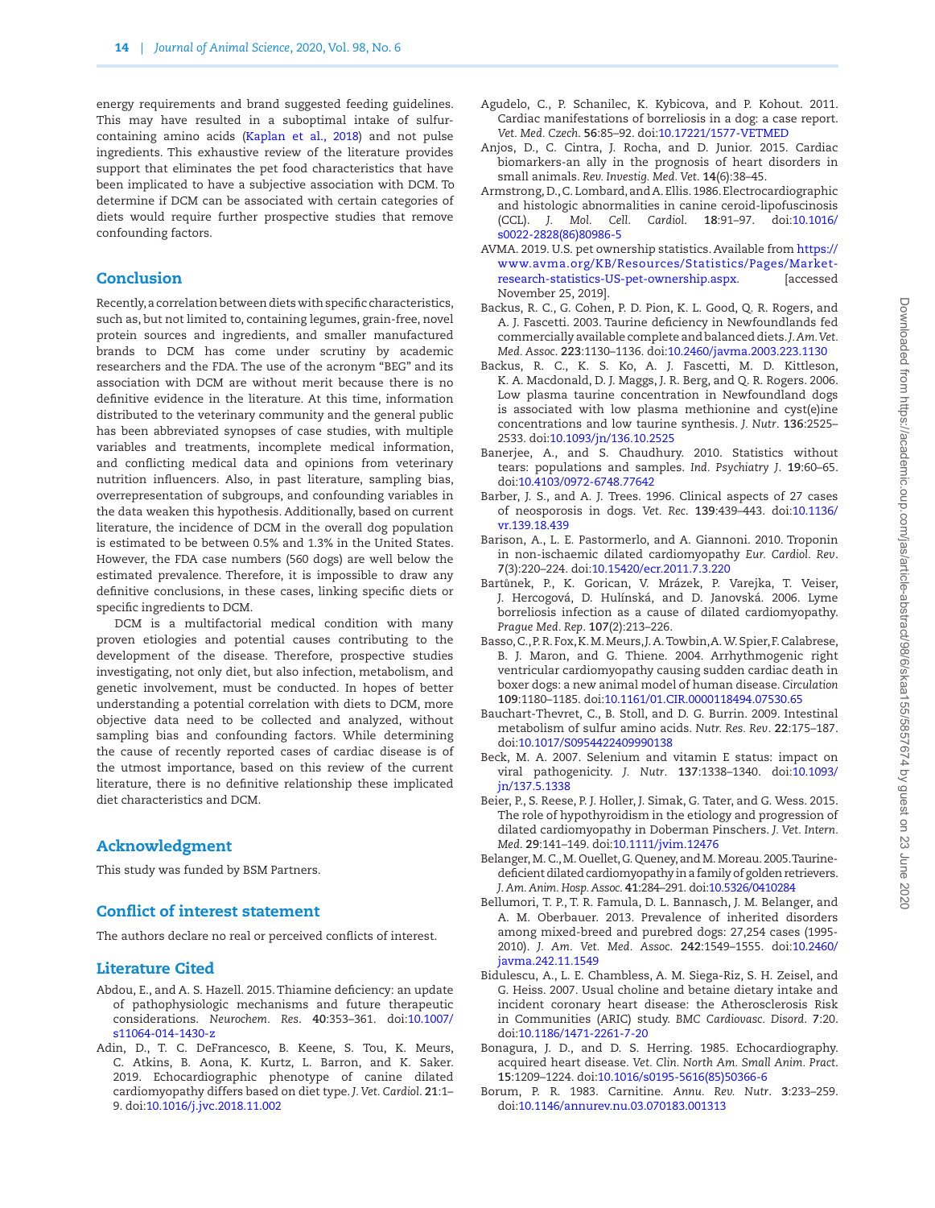energy requirements and brand suggested feeding guidelines. This may have resulted in a suboptimal intake of sulfur-containing amino acids (Kaplan et al., 2018) and not pulse ingredients. This exhaustive review of the literature provides support that eliminates the pet food characteristics that have been implicated to have a subjective association with DCM. To determine if DCM can be associated with certain categories of diets would require further prospective studies that remove confounding factors.

## Conclusion

Recently, a correlation between diets with specific characteristics, such as, but not limited to, containing legumes, grain-free, novel protein sources and ingredients, and smaller manufactured brands to DCM has come under scrutiny by academic researchers and the FDA. The use of the acronym "BEG" and its association with DCM are without merit because there is no definitive evidence in the literature. At this time, information distributed to the veterinary community and the general public has been abbreviated synopses of case studies, with multiple variables and treatments, incomplete medical information, and conflicting medical data and opinions from veterinary nutrition influencers. Also, in past literature, sampling bias, overrepresentation of subgroups, and confounding variables in the data weaken this hypothesis. Additionally, based on current literature, the incidence of DCM in the overall dog population is estimated to be between 0.5% and 1.3% in the United States. However, the FDA case numbers (560 dogs) are well below the estimated prevalence. Therefore, it is impossible to draw any definitive conclusions, in these cases, linking specific diets or specific ingredients to DCM.

DCM is a multifactorial medical condition with many proven etiologies and potential causes contributing to the development of the disease. Therefore, prospective studies investigating, not only diet, but also infection, metabolism, and genetic involvement, must be conducted. In hopes of better understanding a potential correlation with diets to DCM, more objective data need to be collected and analyzed, without sampling bias and confounding factors. While determining the cause of recently reported cases of cardiac disease is of the utmost importance, based on this review of the current literature, there is no definitive relationship these implicated diet characteristics and DCM.

## Acknowledgment

This study was funded by BSM Partners.

## Conflict of interest statement

The authors declare no real or perceived conflicts of interest.

## Literature Cited

Abdou, E., and A. S. Hazell. 2015. Thiamine deficiency: an update of pathophysiologic mechanisms and future therapeutic considerations. *Neurochem. Res.* **40**:353–361. doi:10.1007/s11064-014-1430-z

Adin, D., T. C. DeFrancesco, B. Keene, S. Tou, K. Meurs, C. Atkins, B. Aona, K. Kurtz, L. Barron, and K. Saker. 2019. Echocardiographic phenotype of canine dilated cardiomyopathy differs based on diet type. *J. Vet. Cardiol.* **21**:1–9. doi:10.1016/j.jvc.2018.11.002

Agudelo, C., P. Schanilec, K. Kybicova, and P. Kohout. 2011. Cardiac manifestations of borreliosis in a dog: a case report. *Vet. Med. Czech.* **56**:85–92. doi:10.17221/1577-VETMED

Anjos, D., C. Cintra, J. Rocha, and D. Junior. 2015. Cardiac biomarkers-an ally in the prognosis of heart disorders in small animals. *Rev. Investig. Med. Vet.* **14**(6):38–45.

Armstrong, D., C. Lombard, and A. Ellis. 1986. Electrocardiographic and histologic abnormalities in canine ceroid-lipofuscinosis (CCL). *J. Mol. Cell. Cardiol.* **18**:91–97. doi:10.1016/s0022-2828(86)80986-5

AVMA. 2019. U.S. pet ownership statistics. Available from https://www.avma.org/KB/Resources/Statistics/Pages/Market-research-statistics-US-pet-ownership.aspx. [accessed November 25, 2019].

Backus, R. C., G. Cohen, P. D. Pion, K. L. Good, Q. R. Rogers, and A. J. Fascetti. 2003. Taurine deficiency in Newfoundlands fed commercially available complete and balanced diets. *J. Am. Vet. Med. Assoc.* **223**:1130–1136. doi:10.2460/javma.2003.223.1130

Backus, R. C., K. S. Ko, A. J. Fascetti, M. D. Kittleson, K. A. Macdonald, D. J. Maggs, J. R. Berg, and Q. R. Rogers. 2006. Low plasma taurine concentration in Newfoundland dogs is associated with low plasma methionine and cyst(e)ine concentrations and low taurine synthesis. *J. Nutr.* **136**:2525–2533. doi:10.1093/jn/136.10.2525

Banerjee, A., and S. Chaudhury. 2010. Statistics without tears: populations and samples. *Ind. Psychiatry J.* **19**:60–65. doi:10.4103/0972-6748.77642

Barber, J. S., and A. J. Trees. 1996. Clinical aspects of 27 cases of neosporosis in dogs. *Vet. Rec.* **139**:439–443. doi:10.1136/vr.139.18.439

Barison, A., L. E. Pastormerlo, and A. Giannoni. 2010. Troponin in non-ischaemic dilated cardiomyopathy *Eur. Cardiol. Rev.* **7**(3):220–224. doi:10.15420/ecr.2011.7.3.220

Bartůnek, P., K. Gorican, V. Mrázek, P. Varejka, T. Veiser, J. Hercogová, D. Hulínská, and D. Janovská. 2006. Lyme borreliosis infection as a cause of dilated cardiomyopathy. *Prague Med. Rep.* **107**(2):213–226.

Basso, C., P. R. Fox, K. M. Meurs, J. A. Towbin, A. W. Spier, F. Calabrese, B. J. Maron, and G. Thiene. 2004. Arrhythmogenic right ventricular cardiomyopathy causing sudden cardiac death in boxer dogs: a new animal model of human disease. *Circulation* **109**:1180–1185. doi:10.1161/01.CIR.0000118494.07530.65

Bauchart-Thevret, C., B. Stoll, and D. G. Burrin. 2009. Intestinal metabolism of sulfur amino acids. *Nutr. Res. Rev.* **22**:175–187. doi:10.1017/S0954422409990138

Beck, M. A. 2007. Selenium and vitamin E status: impact on viral pathogenicity. *J. Nutr.* **137**:1338–1340. doi:10.1093/jn/137.5.1338

Beier, P., S. Reese, P. J. Holler, J. Simak, G. Tater, and G. Wess. 2015. The role of hypothyroidism in the etiology and progression of dilated cardiomyopathy in Doberman Pinschers. *J. Vet. Intern. Med.* **29**:141–149. doi:10.1111/jvim.12476

Belanger, M. C., M. Ouellet, G. Queney, and M. Moreau. 2005. Taurine-deficient dilated cardiomyopathy in a family of golden retrievers. *J. Am. Anim. Hosp. Assoc.* **41**:284–291. doi:10.5326/0410284

Bellumori, T. P., T. R. Famula, D. L. Bannasch, J. M. Belanger, and A. M. Oberbauer. 2013. Prevalence of inherited disorders among mixed-breed and purebred dogs: 27,254 cases (1995-2010). *J. Am. Vet. Med. Assoc.* **242**:1549–1555. doi:10.2460/javma.242.11.1549

Bidulescu, A., L. E. Chambless, A. M. Siega-Riz, S. H. Zeisel, and G. Heiss. 2007. Usual choline and betaine dietary intake and incident coronary heart disease: the Atherosclerosis Risk in Communities (ARIC) study. *BMC Cardiovasc. Disord.* **7**:20. doi:10.1186/1471-2261-7-20

Bonagura, J. D., and D. S. Herring. 1985. Echocardiography. acquired heart disease. *Vet. Clin. North Am. Small Anim. Pract.* **15**:1209–1224. doi:10.1016/s0195-5616(85)50366-6

Borum, P. R. 1983. Carnitine. *Annu. Rev. Nutr.* **3**:233–259. doi:10.1146/annurev.nu.03.070183.001313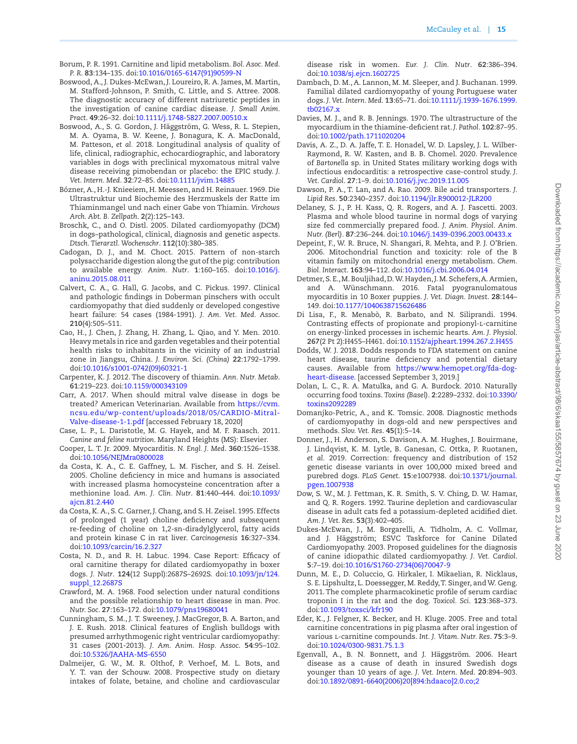Borum, P. R. 1991. Carnitine and lipid metabolism. *Bol. Asoc. Med. P. R.* **83**:134–135. doi:10.1016/0165-6147(91)90599-N

Boswood, A., J. Dukes-McEwan, J. Loureiro, R. A. James, M. Martin, M. Stafford-Johnson, P. Smith, C. Little, and S. Attree. 2008. The diagnostic accuracy of different natriuretic peptides in the investigation of canine cardiac disease. *J. Small Anim. Pract.* **49**:26–32. doi:10.1111/j.1748-5827.2007.00510.x

Boswood, A., S. G. Gordon, J. Häggström, G. Wess, R. L. Stepien, M. A. Oyama, B. W. Keene, J. Bonagura, K. A. MacDonald, M. Patteson, *et al*. 2018. Longitudinal analysis of quality of life, clinical, radiographic, echocardiographic, and laboratory variables in dogs with preclinical myxomatous mitral valve disease receiving pimobendan or placebo: the EPIC study. *J. Vet. Intern. Med.* **32**:72–85. doi:10.1111/jvim.14885

Bózner, A., H.-J. Knieeiem, H. Meessen, and H. Reinauer. 1969. Die Ultrastruktur und Biochemie des Herzmuskels der Ratte im Thiaminmangel und nach einer Gabe von Thiamin. *Virchows Arch. Abt. B. Zellpath.* **2**(2):125–143.

Broschk, C., and O. Distl. 2005. Dilated cardiomyopathy (DCM) in dogs–pathological, clinical, diagnosis and genetic aspects. *Dtsch. Tierarztl. Wochenschr.* **112**(10):380–385.

Cadogan, D. J., and M. Choct. 2015. Pattern of non-starch polysaccharide digestion along the gut of the pig: contribution to available energy. *Anim. Nutr.* **1**:160–165. doi:10.1016/j.aninu.2015.08.011

Calvert, C. A., G. Hall, G. Jacobs, and C. Pickus. 1997. Clinical and pathologic findings in Doberman pinschers with occult cardiomyopathy that died suddenly or developed congestive heart failure: 54 cases (1984-1991). *J. Am. Vet. Med. Assoc.* **210**(4):505–511.

Cao, H., J. Chen, J. Zhang, H. Zhang, L. Qiao, and Y. Men. 2010. Heavy metals in rice and garden vegetables and their potential health risks to inhabitants in the vicinity of an industrial zone in Jiangsu, China. *J. Environ. Sci. (China)* **22**:1792–1799. doi:10.1016/s1001-0742(09)60321-1

Carpenter, K. J. 2012. The discovery of thiamin. *Ann. Nutr. Metab.* **61**:219–223. doi:10.1159/000343109

Carr, A. 2017. When should mitral valve disease in dogs be treated? American Veterinarian. Available from https://cvm.ncsu.edu/wp-content/uploads/2018/05/CARDIO-Mitral-Valve-disease-1-1.pdf [accessed February 18, 2020]

Case, L. P., L. Daristotle, M. G. Hayek, and M. F. Raasch. 2011. *Canine and feline nutrition*. Maryland Heights (MS): Elsevier.

Cooper, L. T. Jr. 2009. Myocarditis. *N. Engl. J. Med.* **360**:1526–1538. doi:10.1056/NEJMra0800028

da Costa, K. A., C. E. Gaffney, L. M. Fischer, and S. H. Zeisel. 2005. Choline deficiency in mice and humans is associated with increased plasma homocysteine concentration after a methionine load. *Am. J. Clin. Nutr.* **81**:440–444. doi:10.1093/ajcn.81.2.440

da Costa, K. A., S. C. Garner, J. Chang, and S. H. Zeisel. 1995. Effects of prolonged (1 year) choline deficiency and subsequent re-feeding of choline on 1,2-sn-diradylglycerol, fatty acids and protein kinase C in rat liver. *Carcinogenesis* **16**:327–334. doi:10.1093/carcin/16.2.327

Costa, N. D., and R. H. Labuc. 1994. Case Report: Efficacy of oral carnitine therapy for dilated cardiomyopathy in boxer dogs. *J. Nutr.* **124**(12 Suppl):2687S–2692S. doi:10.1093/jn/124.suppl_12.2687S

Crawford, M. A. 1968. Food selection under natural conditions and the possible relationship to heart disease in man. *Proc. Nutr. Soc.* **27**:163–172. doi:10.1079/pns19680041

Cunningham, S. M., J. T. Sweeney, J. MacGregor, B. A. Barton, and J. E. Rush. 2018. Clinical features of English bulldogs with presumed arrhythmogenic right ventricular cardiomyopathy: 31 cases (2001-2013). *J. Am. Anim. Hosp. Assoc.* **54**:95–102. doi:10.5326/JAAHA-MS-6550

Dalmeijer, G. W., M. R. Olthof, P. Verhoef, M. L. Bots, and Y. T. van der Schouw. 2008. Prospective study on dietary intakes of folate, betaine, and choline and cardiovascular disease risk in women. *Eur. J. Clin. Nutr.* **62**:386–394. doi:10.1038/sj.ejcn.1602725

Dambach, D. M., A. Lannon, M. M. Sleeper, and J. Buchanan. 1999. Familial dilated cardiomyopathy of young Portuguese water dogs. *J. Vet. Intern. Med.* **13**:65–71. doi:10.1111/j.1939-1676.1999.tb02167.x

Davies, M. J., and R. B. Jennings. 1970. The ultrastructure of the myocardium in the thiamine-deficient rat. *J. Pathol.* **102**:87–95. doi:10.1002/path.1711020204

Davis, A. Z., D. A. Jaffe, T. E. Honadel, W. D. Lapsley, J. L. Wilber-Raymond, R. W. Kasten, and B. B. Chomel. 2020. Prevalence of *Bartonella* sp. in United States military working dogs with infectious endocarditis: a retrospective case-control study. *J. Vet. Cardiol.* **27**:1–9. doi:10.1016/j.jvc.2019.11.005

Dawson, P. A., T. Lan, and A. Rao. 2009. Bile acid transporters. *J. Lipid Res.* **50**:2340–2357. doi:10.1194/jlr.R900012-JLR200

Delaney, S. J., P. H. Kass, Q. R. Rogers, and A. J. Fascetti. 2003. Plasma and whole blood taurine in normal dogs of varying size fed commercially prepared food. *J. Anim. Physiol. Anim. Nutr. (Berl).* **87**:236–244. doi:10.1046/j.1439-0396.2003.00433.x

Depeint, F., W. R. Bruce, N. Shangari, R. Mehta, and P. J. O'Brien. 2006. Mitochondrial function and toxicity: role of the B vitamin family on mitochondrial energy metabolism. *Chem. Biol. Interact.* **163**:94–112. doi:10.1016/j.cbi.2006.04.014

Detmer, S. E., M. Bouljihad, D. W. Hayden, J. M. Schefers, A. Armien, and A. Wünschmann. 2016. Fatal pyogranulomatous myocarditis in 10 Boxer puppies. *J. Vet. Diagn. Invest.* **28**:144–149. doi:10.1177/1040638715626486

Di Lisa, F., R. Menabò, R. Barbato, and N. Siliprandi. 1994. Contrasting effects of propionate and propionyl-L-carnitine on energy-linked processes in ischemic hearts. *Am. J. Physiol.* **267**(2 Pt 2):H455–H461. doi:10.1152/ajpheart.1994.267.2.H455

Dodds, W. J. 2018. Dodds responds to FDA statement on canine heart disease, taurine deficiency and potential dietary causes. Available from https://www.hemopet.org/fda-dog-heart-disease. [accessed September 3, 2019.]

Dolan, L. C., R. A. Matulka, and G. A. Burdock. 2010. Naturally occurring food toxins. *Toxins (Basel).* **2**:2289–2332. doi:10.3390/toxins2092289

Domanjko-Petric, A., and K. Tomsic. 2008. Diagnostic methods of cardiomyopathy in dogs-old and new perspectives and methods. *Slov. Vet. Res.* **45**(1):5–14.

Donner, J., H. Anderson, S. Davison, A. M. Hughes, J. Bouirmane, J. Lindqvist, K. M. Lytle, B. Ganesan, C. Ottka, P. Ruotanen, *et al*. 2019. Correction: frequency and distribution of 152 genetic disease variants in over 100,000 mixed breed and purebred dogs. *PLoS Genet.* **15**:e1007938. doi:10.1371/journal.pgen.1007938

Dow, S. W., M. J. Fettman, K. R. Smith, S. V. Ching, D. W. Hamar, and Q. R. Rogers. 1992. Taurine depletion and cardiovascular disease in adult cats fed a potassium-depleted acidified diet. *Am. J. Vet. Res.* **53**(3):402–405.

Dukes-McEwan, J., M. Borgarelli, A. Tidholm, A. C. Vollmar, and J. Häggström; ESVC Taskforce for Canine Dilated Cardiomyopathy. 2003. Proposed guidelines for the diagnosis of canine idiopathic dilated cardiomyopathy. *J. Vet. Cardiol.* **5**:7–19. doi:10.1016/S1760-2734(06)70047-9

Dunn, M. E., D. Coluccio, G. Hirkaler, I. Mikaelian, R. Nicklaus, S. E. Lipshultz, L. Doessegger, M. Reddy, T. Singer, and W. Geng. 2011. The complete pharmacokinetic profile of serum cardiac troponin I in the rat and the dog. *Toxicol. Sci.* **123**:368–373. doi:10.1093/toxsci/kfr190

Eder, K., J. Felgner, K. Becker, and H. Kluge. 2005. Free and total carnitine concentrations in pig plasma after oral ingestion of various L-carnitine compounds. *Int. J. Vitam. Nutr. Res.* **75**:3–9. doi:10.1024/0300-9831.75.1.3

Egenvall, A., B. N. Bonnett, and J. Häggström. 2006. Heart disease as a cause of death in insured Swedish dogs younger than 10 years of age. *J. Vet. Intern. Med.* **20**:894–903. doi:10.1892/0891-6640(2006)20[894:hdaaco]2.0.co;2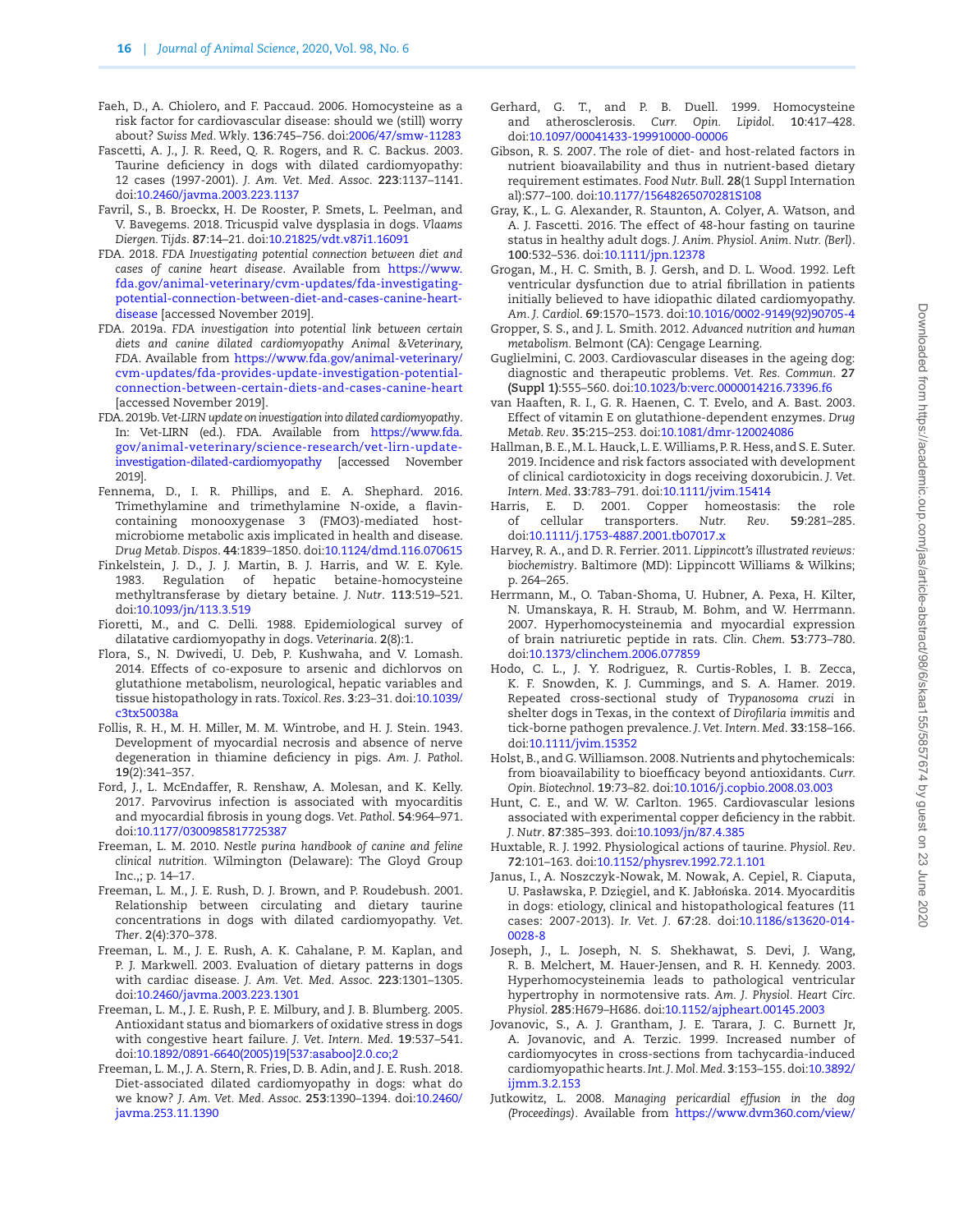Faeh, D., A. Chiolero, and F. Paccaud. 2006. Homocysteine as a risk factor for cardiovascular disease: should we (still) worry about? *Swiss Med. Wkly*. **136**:745–756. doi:2006/47/smw-11283

Fascetti, A. J., J. R. Reed, Q. R. Rogers, and R. C. Backus. 2003. Taurine deficiency in dogs with dilated cardiomyopathy: 12 cases (1997-2001). *J. Am. Vet. Med. Assoc*. **223**:1137–1141. doi:10.2460/javma.2003.223.1137

Favril, S., B. Broeckx, H. De Rooster, P. Smets, L. Peelman, and V. Bavegems. 2018. Tricuspid valve dysplasia in dogs. *Vlaams Diergen. Tijds*. **87**:14–21. doi:10.21825/vdt.v87i1.16091

FDA. 2018. *FDA Investigating potential connection between diet and cases of canine heart disease*. Available from https://www.fda.gov/animal-veterinary/cvm-updates/fda-investigating-potential-connection-between-diet-and-cases-canine-heart-disease [accessed November 2019].

FDA. 2019a. *FDA investigation into potential link between certain diets and canine dilated cardiomyopathy Animal &Veterinary, FDA*. Available from https://www.fda.gov/animal-veterinary/cvm-updates/fda-provides-update-investigation-potential-connection-between-certain-diets-and-cases-canine-heart [accessed November 2019].

FDA. 2019b. *Vet-LIRN update on investigation into dilated cardiomyopathy*. In: Vet-LIRN (ed.). FDA. Available from https://www.fda.gov/animal-veterinary/science-research/vet-lirn-update-investigation-dilated-cardiomyopathy [accessed November 2019].

Fennema, D., I. R. Phillips, and E. A. Shephard. 2016. Trimethylamine and trimethylamine N-oxide, a flavin-containing monooxygenase 3 (FMO3)-mediated host-microbiome metabolic axis implicated in health and disease. *Drug Metab. Dispos*. **44**:1839–1850. doi:10.1124/dmd.116.070615

Finkelstein, J. D., J. J. Martin, B. J. Harris, and W. E. Kyle. 1983. Regulation of hepatic betaine-homocysteine methyltransferase by dietary betaine. *J. Nutr*. **113**:519–521. doi:10.1093/jn/113.3.519

Fioretti, M., and C. Delli. 1988. Epidemiological survey of dilatative cardiomyopathy in dogs. *Veterinaria*. **2**(8):1.

Flora, S., N. Dwivedi, U. Deb, P. Kushwaha, and V. Lomash. 2014. Effects of co-exposure to arsenic and dichlorvos on glutathione metabolism, neurological, hepatic variables and tissue histopathology in rats. *Toxicol. Res*. **3**:23–31. doi:10.1039/c3tx50038a

Follis, R. H., M. H. Miller, M. M. Wintrobe, and H. J. Stein. 1943. Development of myocardial necrosis and absence of nerve degeneration in thiamine deficiency in pigs. *Am. J. Pathol*. **19**(2):341–357.

Ford, J., L. McEndaffer, R. Renshaw, A. Molesan, and K. Kelly. 2017. Parvovirus infection is associated with myocarditis and myocardial fibrosis in young dogs. *Vet. Pathol*. **54**:964–971. doi:10.1177/0300985817725387

Freeman, L. M. 2010. *Nestle purina handbook of canine and feline clinical nutrition*. Wilmington (Delaware): The Gloyd Group Inc.,; p. 14–17.

Freeman, L. M., J. E. Rush, D. J. Brown, and P. Roudebush. 2001. Relationship between circulating and dietary taurine concentrations in dogs with dilated cardiomyopathy. *Vet. Ther*. **2**(4):370–378.

Freeman, L. M., J. E. Rush, A. K. Cahalane, P. M. Kaplan, and P. J. Markwell. 2003. Evaluation of dietary patterns in dogs with cardiac disease. *J. Am. Vet. Med. Assoc*. **223**:1301–1305. doi:10.2460/javma.2003.223.1301

Freeman, L. M., J. E. Rush, P. E. Milbury, and J. B. Blumberg. 2005. Antioxidant status and biomarkers of oxidative stress in dogs with congestive heart failure. *J. Vet. Intern. Med*. **19**:537–541. doi:10.1892/0891-6640(2005)19[537:asaboo]2.0.co;2

Freeman, L. M., J. A. Stern, R. Fries, D. B. Adin, and J. E. Rush. 2018. Diet-associated dilated cardiomyopathy in dogs: what do we know? *J. Am. Vet. Med. Assoc*. **253**:1390–1394. doi:10.2460/javma.253.11.1390

Gerhard, G. T., and P. B. Duell. 1999. Homocysteine and atherosclerosis. *Curr. Opin. Lipidol*. **10**:417–428. doi:10.1097/00041433-199910000-00006

Gibson, R. S. 2007. The role of diet- and host-related factors in nutrient bioavailability and thus in nutrient-based dietary requirement estimates. *Food Nutr. Bull*. **28**(1 Suppl International):S77–100. doi:10.1177/15648265070281S108

Gray, K., L. G. Alexander, R. Staunton, A. Colyer, A. Watson, and A. J. Fascetti. 2016. The effect of 48-hour fasting on taurine status in healthy adult dogs. *J. Anim. Physiol. Anim. Nutr. (Berl)*. **100**:532–536. doi:10.1111/jpn.12378

Grogan, M., H. C. Smith, B. J. Gersh, and D. L. Wood. 1992. Left ventricular dysfunction due to atrial fibrillation in patients initially believed to have idiopathic dilated cardiomyopathy. *Am. J. Cardiol*. **69**:1570–1573. doi:10.1016/0002-9149(92)90705-4

Gropper, S. S., and J. L. Smith. 2012. *Advanced nutrition and human metabolism*. Belmont (CA): Cengage Learning.

Guglielmini, C. 2003. Cardiovascular diseases in the ageing dog: diagnostic and therapeutic problems. *Vet. Res. Commun*. **27 (Suppl 1)**:555–560. doi:10.1023/b:verc.0000014216.73396.f6

van Haaften, R. I., G. R. Haenen, C. T. Evelo, and A. Bast. 2003. Effect of vitamin E on glutathione-dependent enzymes. *Drug Metab. Rev*. **35**:215–253. doi:10.1081/dmr-120024086

Hallman, B. E., M. L. Hauck, L. E. Williams, P. R. Hess, and S. E. Suter. 2019. Incidence and risk factors associated with development of clinical cardiotoxicity in dogs receiving doxorubicin. *J. Vet. Intern. Med*. **33**:783–791. doi:10.1111/jvim.15414

Harris, E. D. 2001. Copper homeostasis: the role of cellular transporters. *Nutr. Rev*. **59**:281–285. doi:10.1111/j.1753-4887.2001.tb07017.x

Harvey, R. A., and D. R. Ferrier. 2011. *Lippincott's illustrated reviews: biochemistry*. Baltimore (MD): Lippincott Williams & Wilkins; p. 264–265.

Herrmann, M., O. Taban-Shoma, U. Hubner, A. Pexa, H. Kilter, N. Umanskaya, R. H. Straub, M. Bohm, and W. Herrmann. 2007. Hyperhomocysteinemia and myocardial expression of brain natriuretic peptide in rats. *Clin. Chem*. **53**:773–780. doi:10.1373/clinchem.2006.077859

Hodo, C. L., J. Y. Rodriguez, R. Curtis-Robles, I. B. Zecca, K. F. Snowden, K. J. Cummings, and S. A. Hamer. 2019. Repeated cross-sectional study of *Trypanosoma cruzi* in shelter dogs in Texas, in the context of *Dirofilaria immitis* and tick-borne pathogen prevalence. *J. Vet. Intern. Med*. **33**:158–166. doi:10.1111/jvim.15352

Holst, B., and G. Williamson. 2008. Nutrients and phytochemicals: from bioavailability to bioefficacy beyond antioxidants. *Curr. Opin. Biotechnol*. **19**:73–82. doi:10.1016/j.copbio.2008.03.003

Hunt, C. E., and W. W. Carlton. 1965. Cardiovascular lesions associated with experimental copper deficiency in the rabbit. *J. Nutr*. **87**:385–393. doi:10.1093/jn/87.4.385

Huxtable, R. J. 1992. Physiological actions of taurine. *Physiol. Rev*. **72**:101–163. doi:10.1152/physrev.1992.72.1.101

Janus, I., A. Noszczyk-Nowak, M. Nowak, A. Cepiel, R. Ciaputa, U. Pasławska, P. Dzięgiel, and K. Jabłońska. 2014. Myocarditis in dogs: etiology, clinical and histopathological features (11 cases: 2007-2013). *Ir. Vet. J*. **67**:28. doi:10.1186/s13620-014-0028-8

Joseph, J., L. Joseph, N. S. Shekhawat, S. Devi, J. Wang, R. B. Melchert, M. Hauer-Jensen, and R. H. Kennedy. 2003. Hyperhomocysteinemia leads to pathological ventricular hypertrophy in normotensive rats. *Am. J. Physiol. Heart Circ. Physiol*. **285**:H679–H686. doi:10.1152/ajpheart.00145.2003

Jovanovic, S., A. J. Grantham, J. E. Tarara, J. C. Burnett Jr, A. Jovanovic, and A. Terzic. 1999. Increased number of cardiomyocytes in cross-sections from tachycardia-induced cardiomyopathic hearts. *Int. J. Mol. Med*. **3**:153–155. doi:10.3892/ijmm.3.2.153

Jutkowitz, L. 2008. *Managing pericardial effusion in the dog (Proceedings)*. Available from https://www.dvm360.com/view/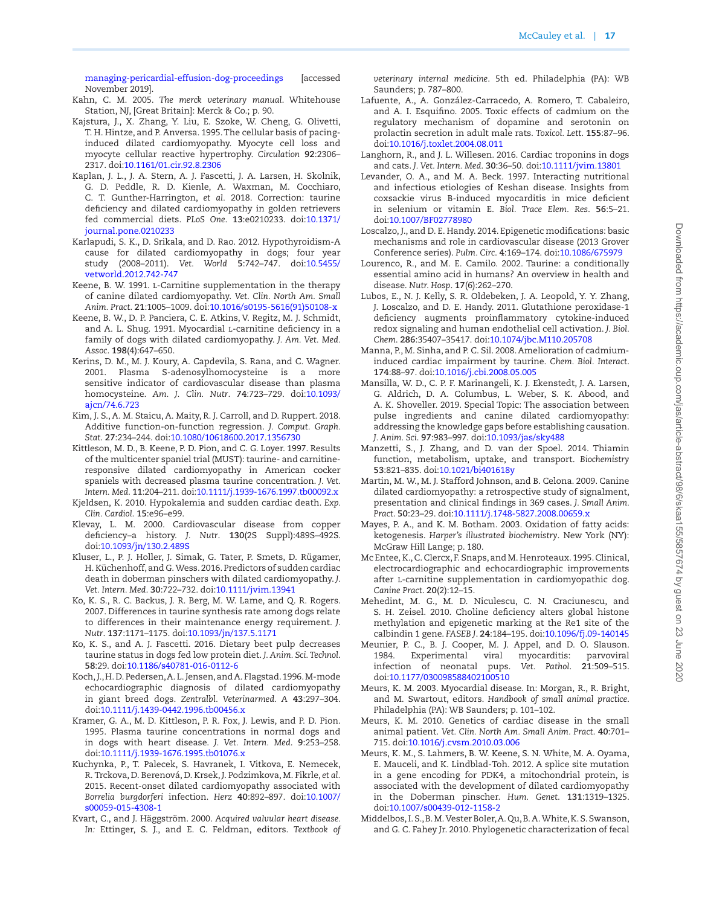managing-pericardial-effusion-dog-proceedings [accessed November 2019].

Kahn, C. M. 2005. *The merck veterinary manual*. Whitehouse Station, NJ, [Great Britain]: Merck & Co.; p. 90.

Kajstura, J., X. Zhang, Y. Liu, E. Szoke, W. Cheng, G. Olivetti, T. H. Hintze, and P. Anversa. 1995. The cellular basis of pacing-induced dilated cardiomyopathy. Myocyte cell loss and myocyte cellular reactive hypertrophy. *Circulation* **92**:2306–2317. doi:10.1161/01.cir.92.8.2306

Kaplan, J. L., J. A. Stern, A. J. Fascetti, J. A. Larsen, H. Skolnik, G. D. Peddle, R. D. Kienle, A. Waxman, M. Cocchiaro, C. T. Gunther-Harrington, *et al*. 2018. Correction: taurine deficiency and dilated cardiomyopathy in golden retrievers fed commercial diets. *PLoS One*. **13**:e0210233. doi:10.1371/journal.pone.0210233

Karlapudi, S. K., D. Srikala, and D. Rao. 2012. Hypothyroidism-A cause for dilated cardiomyopathy in dogs; four year study (2008–2011). *Vet. World* **5**:742–747. doi:10.5455/vetworld.2012.742-747

Keene, B. W. 1991. L-Carnitine supplementation in the therapy of canine dilated cardiomyopathy. *Vet. Clin. North Am. Small Anim. Pract.* **21**:1005–1009. doi:10.1016/s0195-5616(91)50108-x

Keene, B. W., D. P. Panciera, C. E. Atkins, V. Regitz, M. J. Schmidt, and A. L. Shug. 1991. Myocardial L-carnitine deficiency in a family of dogs with dilated cardiomyopathy. *J. Am. Vet. Med. Assoc.* **198**(4):647–650.

Kerins, D. M., M. J. Koury, A. Capdevila, S. Rana, and C. Wagner. 2001. Plasma S-adenosylhomocysteine is a more sensitive indicator of cardiovascular disease than plasma homocysteine. *Am. J. Clin. Nutr.* **74**:723–729. doi:10.1093/ajcn/74.6.723

Kim, J. S., A. M. Staicu, A. Maity, R. J. Carroll, and D. Ruppert. 2018. Additive function-on-function regression. *J. Comput. Graph. Stat.* **27**:234–244. doi:10.1080/10618600.2017.1356730

Kittleson, M. D., B. Keene, P. D. Pion, and C. G. Loyer. 1997. Results of the multicenter spaniel trial (MUST): taurine- and carnitine-responsive dilated cardiomyopathy in American cocker spaniels with decreased plasma taurine concentration. *J. Vet. Intern. Med.* **11**:204–211. doi:10.1111/j.1939-1676.1997.tb00092.x

Kjeldsen, K. 2010. Hypokalemia and sudden cardiac death. *Exp. Clin. Cardiol.* **15**:e96–e99.

Klevay, L. M. 2000. Cardiovascular disease from copper deficiency–a history. *J. Nutr.* **130**(2S Suppl):489S–492S. doi:10.1093/jn/130.2.489S

Kluser, L., P. J. Holler, J. Simak, G. Tater, P. Smets, D. Rügamer, H. Küchenhoff, and G. Wess. 2016. Predictors of sudden cardiac death in doberman pinschers with dilated cardiomyopathy. *J. Vet. Intern. Med.* **30**:722–732. doi:10.1111/jvim.13941

Ko, K. S., R. C. Backus, J. R. Berg, M. W. Lame, and Q. R. Rogers. 2007. Differences in taurine synthesis rate among dogs relate to differences in their maintenance energy requirement. *J. Nutr.* **137**:1171–1175. doi:10.1093/jn/137.5.1171

Ko, K. S., and A. J. Fascetti. 2016. Dietary beet pulp decreases taurine status in dogs fed low protein diet. *J. Anim. Sci. Technol.* **58**:29. doi:10.1186/s40781-016-0112-6

Koch, J., H. D. Pedersen, A. L. Jensen, and A. Flagstad. 1996. M-mode echocardiographic diagnosis of dilated cardiomyopathy in giant breed dogs. *Zentralbl. Veterinarmed. A* **43**:297–304. doi:10.1111/j.1439-0442.1996.tb00456.x

Kramer, G. A., M. D. Kittleson, P. R. Fox, J. Lewis, and P. D. Pion. 1995. Plasma taurine concentrations in normal dogs and in dogs with heart disease. *J. Vet. Intern. Med.* **9**:253–258. doi:10.1111/j.1939-1676.1995.tb01076.x

Kuchynka, P., T. Palecek, S. Havranek, I. Vitkova, E. Nemecek, R. Trckova, D. Berenová, D. Krsek, J. Podzimkova, M. Fikrle, *et al*. 2015. Recent-onset dilated cardiomyopathy associated with *Borrelia burgdorferi* infection. *Herz* **40**:892–897. doi:10.1007/s00059-015-4308-1

Kvart, C., and J. Häggström. 2000. *Acquired valvular heart disease. In:* Ettinger, S. J., and E. C. Feldman, editors. *Textbook of veterinary internal medicine*. 5th ed. Philadelphia (PA): WB Saunders; p. 787–800.

Lafuente, A., A. González-Carracedo, A. Romero, T. Cabaleiro, and A. I. Esquifino. 2005. Toxic effects of cadmium on the regulatory mechanism of dopamine and serotonin on prolactin secretion in adult male rats. *Toxicol. Lett.* **155**:87–96. doi:10.1016/j.toxlet.2004.08.011

Langhorn, R., and J. L. Willesen. 2016. Cardiac troponins in dogs and cats. *J. Vet. Intern. Med.* **30**:36–50. doi:10.1111/jvim.13801

Levander, O. A., and M. A. Beck. 1997. Interacting nutritional and infectious etiologies of Keshan disease. Insights from coxsackie virus B-induced myocarditis in mice deficient in selenium or vitamin E. *Biol. Trace Elem. Res.* **56**:5–21. doi:10.1007/BF02778980

Loscalzo, J., and D. E. Handy. 2014. Epigenetic modifications: basic mechanisms and role in cardiovascular disease (2013 Grover Conference series). *Pulm. Circ.* **4**:169–174. doi:10.1086/675979

Lourenco, R., and M. E. Camilo. 2002. Taurine: a conditionally essential amino acid in humans? An overview in health and disease. *Nutr. Hosp.* **17**(6):262–270.

Lubos, E., N. J. Kelly, S. R. Oldebeken, J. A. Leopold, Y. Y. Zhang, J. Loscalzo, and D. E. Handy. 2011. Glutathione peroxidase-1 deficiency augments proinflammatory cytokine-induced redox signaling and human endothelial cell activation. *J. Biol. Chem.* **286**:35407–35417. doi:10.1074/jbc.M110.205708

Manna, P., M. Sinha, and P. C. Sil. 2008. Amelioration of cadmium-induced cardiac impairment by taurine. *Chem. Biol. Interact.* **174**:88–97. doi:10.1016/j.cbi.2008.05.005

Mansilla, W. D., C. P. F. Marinangeli, K. J. Ekenstedt, J. A. Larsen, G. Aldrich, D. A. Columbus, L. Weber, S. K. Abood, and A. K. Shoveller. 2019. Special Topic: The association between pulse ingredients and canine dilated cardiomyopathy: addressing the knowledge gaps before establishing causation. *J. Anim. Sci.* **97**:983–997. doi:10.1093/jas/sky488

Manzetti, S., J. Zhang, and D. van der Spoel. 2014. Thiamin function, metabolism, uptake, and transport. *Biochemistry* **53**:821–835. doi:10.1021/bi401618y

Martin, M. W., M. J. Stafford Johnson, and B. Celona. 2009. Canine dilated cardiomyopathy: a retrospective study of signalment, presentation and clinical findings in 369 cases. *J. Small Anim. Pract.* **50**:23–29. doi:10.1111/j.1748-5827.2008.00659.x

Mayes, P. A., and K. M. Botham. 2003. Oxidation of fatty acids: ketogenesis. *Harper's illustrated biochemistry*. New York (NY): McGraw Hill Lange; p. 180.

Mc Entee, K., C. Clercx, F. Snaps, and M. Henroteaux. 1995. Clinical, electrocardiographic and echocardiographic improvements after L-carnitine supplementation in cardiomyopathic dog. *Canine Pract.* **20**(2):12–15.

Mehedint, M. G., M. D. Niculescu, C. N. Craciunescu, and S. H. Zeisel. 2010. Choline deficiency alters global histone methylation and epigenetic marking at the Re1 site of the calbindin 1 gene. *FASEB J.* **24**:184–195. doi:10.1096/fj.09-140145

Meunier, P. C., B. J. Cooper, M. J. Appel, and D. O. Slauson. 1984. Experimental viral myocarditis: parvoviral infection of neonatal pups. *Vet. Pathol.* **21**:509–515. doi:10.1177/030098588402100510

Meurs, K. M. 2003. Myocardial disease. In: Morgan, R., R. Bright, and M. Swartout, editors. *Handbook of small animal practice*. Philadelphia (PA): WB Saunders; p. 101–102.

Meurs, K. M. 2010. Genetics of cardiac disease in the small animal patient. *Vet. Clin. North Am. Small Anim. Pract.* **40**:701–715. doi:10.1016/j.cvsm.2010.03.006

Meurs, K. M., S. Lahmers, B. W. Keene, S. N. White, M. A. Oyama, E. Mauceli, and K. Lindblad-Toh. 2012. A splice site mutation in a gene encoding for PDK4, a mitochondrial protein, is associated with the development of dilated cardiomyopathy in the Doberman pinscher. *Hum. Genet.* **131**:1319–1325. doi:10.1007/s00439-012-1158-2

Middelbos, I. S., B. M. Vester Boler, A. Qu, B. A. White, K. S. Swanson, and G. C. Fahey Jr. 2010. Phylogenetic characterization of fecal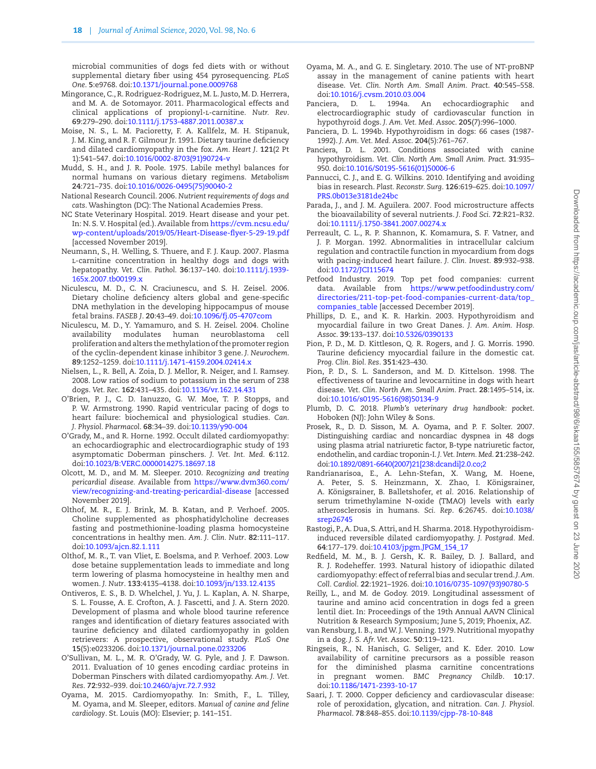microbial communities of dogs fed diets with or without supplemental dietary fiber using 454 pyrosequencing. *PLoS One*. **5**:e9768. doi:10.1371/journal.pone.0009768

Mingorance, C., R. Rodriguez-Rodriguez, M. L. Justo, M. D. Herrera, and M. A. de Sotomayor. 2011. Pharmacological effects and clinical applications of propionyl-L-carnitine. *Nutr. Rev*. **69**:279–290. doi:10.1111/j.1753-4887.2011.00387.x

Moise, N. S., L. M. Pacioretty, F. A. Kallfelz, M. H. Stipanuk, J. M. King, and R. F. Gilmour Jr. 1991. Dietary taurine deficiency and dilated cardiomyopathy in the fox. *Am. Heart J*. **121**(2 Pt 1):541–547. doi:10.1016/0002-8703(91)90724-v

Mudd, S. H., and J. R. Poole. 1975. Labile methyl balances for normal humans on various dietary regimens. *Metabolism* **24**:721–735. doi:10.1016/0026-0495(75)90040-2

National Research Council. 2006. *Nutrient requirements of dogs and cats*. Washington (DC): The National Academies Press.

NC State Veterinary Hospital. 2019. Heart disease and your pet. In: N. S. V. Hospital (ed.). Available from https://cvm.ncsu.edu/wp-content/uploads/2019/05/Heart-Disease-flyer-5-29-19.pdf [accessed November 2019].

Neumann, S., H. Welling, S. Thuere, and F. J. Kaup. 2007. Plasma L-carnitine concentration in healthy dogs and dogs with hepatopathy. *Vet. Clin. Pathol*. **36**:137–140. doi:10.1111/j.1939-165x.2007.tb00199.x

Niculescu, M. D., C. N. Craciunescu, and S. H. Zeisel. 2006. Dietary choline deficiency alters global and gene-specific DNA methylation in the developing hippocampus of mouse fetal brains. *FASEB J*. **20**:43–49. doi:10.1096/fj.05-4707com

Niculescu, M. D., Y. Yamamuro, and S. H. Zeisel. 2004. Choline availability modulates human neuroblastoma cell proliferation and alters the methylation of the promoter region of the cyclin-dependent kinase inhibitor 3 gene. *J. Neurochem*. **89**:1252–1259. doi:10.1111/j.1471-4159.2004.02414.x

Nielsen, L., R. Bell, A. Zoia, D. J. Mellor, R. Neiger, and I. Ramsey. 2008. Low ratios of sodium to potassium in the serum of 238 dogs. *Vet. Rec*. **162**:431–435. doi:10.1136/vr.162.14.431

O'Brien, P. J., C. D. Ianuzzo, G. W. Moe, T. P. Stopps, and P. W. Armstrong. 1990. Rapid ventricular pacing of dogs to heart failure: biochemical and physiological studies. *Can. J. Physiol. Pharmacol*. **68**:34–39. doi:10.1139/y90-004

O'Grady, M., and R. Horne. 1992. Occult dilated cardiomyopathy: an echocardiographic and electrocardiographic study of 193 asymptomatic Doberman pinschers. *J. Vet. Int. Med*. **6**:112. doi:10.1023/B:VERC.0000014275.18697.18

Olcott, M. D., and M. M. Sleeper. 2010. *Recognizing and treating pericardial disease*. Available from https://www.dvm360.com/view/recognizing-and-treating-pericardial-disease [accessed November 2019].

Olthof, M. R., E. J. Brink, M. B. Katan, and P. Verhoef. 2005. Choline supplemented as phosphatidylcholine decreases fasting and postmethionine-loading plasma homocysteine concentrations in healthy men. *Am. J. Clin. Nutr*. **82**:111–117. doi:10.1093/ajcn.82.1.111

Olthof, M. R., T. van Vliet, E. Boelsma, and P. Verhoef. 2003. Low dose betaine supplementation leads to immediate and long term lowering of plasma homocysteine in healthy men and women. *J. Nutr*. **133**:4135–4138. doi:10.1093/jn/133.12.4135

Ontiveros, E. S., B. D. Whelchel, J. Yu, J. L. Kaplan, A. N. Sharpe, S. L. Fousse, A. E. Crofton, A. J. Fascetti, and J. A. Stern 2020. Development of plasma and whole blood taurine reference ranges and identification of dietary features associated with taurine deficiency and dilated cardiomyopathy in golden retrievers: A prospective, observational study. *PLoS One* **15**(5):e0233206. doi:10.1371/journal.pone.0233206

O'Sullivan, M. L., M. R. O'Grady, W. G. Pyle, and J. F. Dawson. 2011. Evaluation of 10 genes encoding cardiac proteins in Doberman Pinschers with dilated cardiomyopathy. *Am. J. Vet. Res*. **72**:932–939. doi:10.2460/ajvr.72.7.932

Oyama, M. 2015. Cardiomyopathy. In: Smith, F., L. Tilley, M. Oyama, and M. Sleeper, editors. *Manual of canine and feline cardiology*. St. Louis (MO): Elsevier; p. 141–151.

Oyama, M. A., and G. E. Singletary. 2010. The use of NT-proBNP assay in the management of canine patients with heart disease. *Vet. Clin. North Am. Small Anim. Pract*. **40**:545–558. doi:10.1016/j.cvsm.2010.03.004

Panciera, D. L. 1994a. An echocardiographic and electrocardiographic study of cardiovascular function in hypothyroid dogs. *J. Am. Vet. Med. Assoc*. **205**(7):996–1000.

Panciera, D. L. 1994b. Hypothyroidism in dogs: 66 cases (1987-1992). *J. Am. Vet. Med. Assoc*. **204**(5):761–767.

Panciera, D. L. 2001. Conditions associated with canine hypothyroidism. *Vet. Clin. North Am. Small Anim. Pract*. **31**:935–950. doi:10.1016/S0195-5616(01)50006-6

Pannucci, C. J., and E. G. Wilkins. 2010. Identifying and avoiding bias in research. *Plast. Reconstr. Surg*. **126**:619–625. doi:10.1097/PRS.0b013e3181de24bc

Parada, J., and J. M. Aguilera. 2007. Food microstructure affects the bioavailability of several nutrients. *J. Food Sci*. **72**:R21–R32. doi:10.1111/j.1750-3841.2007.00274.x

Perreault, C. L., R. P. Shannon, K. Komamura, S. F. Vatner, and J. P. Morgan. 1992. Abnormalities in intracellular calcium regulation and contractile function in myocardium from dogs with pacing-induced heart failure. *J. Clin. Invest*. **89**:932–938. doi:10.1172/JCI115674

Petfood Industry. 2019. Top pet food companies: current data. Available from https://www.petfoodindustry.com/directories/211-top-pet-food-companies-current-data/top_companies_table [accessed December 2019].

Phillips, D. E., and K. R. Harkin. 2003. Hypothyroidism and myocardial failure in two Great Danes. *J. Am. Anim. Hosp. Assoc*. **39**:133–137. doi:10.5326/0390133

Pion, P. D., M. D. Kittleson, Q. R. Rogers, and J. G. Morris. 1990. Taurine deficiency myocardial failure in the domestic cat. *Prog. Clin. Biol. Res*. **351**:423–430.

Pion, P. D., S. L. Sanderson, and M. D. Kittelson. 1998. The effectiveness of taurine and levocarnitine in dogs with heart disease. *Vet. Clin. North Am. Small Anim. Pract*. **28**:1495–514, ix. doi:10.1016/s0195-5616(98)50134-9

Plumb, D. C. 2018. *Plumb's veterinary drug handbook: pocket*. Hoboken (NJ): John Wiley & Sons.

Prosek, R., D. D. Sisson, M. A. Oyama, and P. F. Solter. 2007. Distinguishing cardiac and noncardiac dyspnea in 48 dogs using plasma atrial natriuretic factor, B-type natriuretic factor, endothelin, and cardiac troponin-I. *J. Vet. Intern. Med*. **21**:238–242. doi:10.1892/0891-6640(2007)21[238:dcandi]2.0.co;2

Randrianarisoa, E., A. Lehn-Stefan, X. Wang, M. Hoene, A. Peter, S. S. Heinzmann, X. Zhao, I. Königsrainer, A. Königsrainer, B. Balletshofer, *et al*. 2016. Relationship of serum trimethylamine N-oxide (TMAO) levels with early atherosclerosis in humans. *Sci. Rep*. **6**:26745. doi:10.1038/srep26745

Rastogi, P., A. Dua, S. Attri, and H. Sharma. 2018. Hypothyroidism-induced reversible dilated cardiomyopathy. *J. Postgrad. Med*. **64**:177–179. doi:10.4103/jpgm.JPGM_154_17

Redfield, M. M., B. J. Gersh, K. R. Bailey, D. J. Ballard, and R. J. Rodeheffer. 1993. Natural history of idiopathic dilated cardiomyopathy: effect of referral bias and secular trend. *J. Am. Coll. Cardiol*. **22**:1921–1926. doi:10.1016/0735-1097(93)90780-5

Reilly, L., and M. de Godoy. 2019. Longitudinal assessment of taurine and amino acid concentration in dogs fed a green lentil diet. In: Proceedings of the 19th Annual AAVN Clinical Nutrition & Research Symposium; June 5, 2019; Phoenix, AZ.

van Rensburg, I. B., and W. J. Venning. 1979. Nutritional myopathy in a dog. *J. S. Afr. Vet. Assoc*. **50**:119–121.

Ringseis, R., N. Hanisch, G. Seliger, and K. Eder. 2010. Low availability of carnitine precursors as a possible reason for the diminished plasma carnitine concentrations in pregnant women. *BMC Pregnancy Childb*. **10**:17. doi:10.1186/1471-2393-10-17

Saari, J. T. 2000. Copper deficiency and cardiovascular disease: role of peroxidation, glycation, and nitration. *Can. J. Physiol. Pharmacol*. **78**:848–855. doi:10.1139/cjpp-78-10-848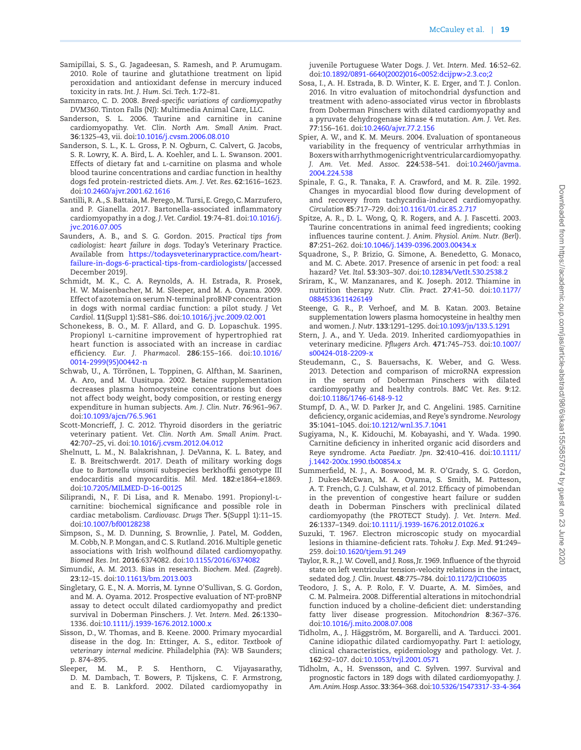Samipillai, S. S., G. Jagadeesan, S. Ramesh, and P. Arumugam. 2010. Role of taurine and glutathione treatment on lipid peroxidation and antioxidant defense in mercury induced toxicity in rats. *Int. J. Hum. Sci. Tech.* **1**:72–81.

Sammarco, C. D. 2008. *Breed-specific variations of cardiomyopathy DVM360*. Tinton Falls (NJ): Multimedia Animal Care, LLC.

Sanderson, S. L. 2006. Taurine and carnitine in canine cardiomyopathy. *Vet. Clin. North Am. Small Anim. Pract.* **36**:1325–43, vii. doi:10.1016/j.cvsm.2006.08.010

Sanderson, S. L., K. L. Gross, P. N. Ogburn, C. Calvert, G. Jacobs, S. R. Lowry, K. A. Bird, L. A. Koehler, and L. L. Swanson. 2001. Effects of dietary fat and L-carnitine on plasma and whole blood taurine concentrations and cardiac function in healthy dogs fed protein-restricted diets. *Am. J. Vet. Res.* **62**:1616–1623. doi:10.2460/ajvr.2001.62.1616

Santilli, R. A., S. Battaia, M. Perego, M. Tursi, E. Grego, C. Marzufero, and P. Gianella. 2017. Bartonella-associated inflammatory cardiomyopathy in a dog. *J. Vet. Cardiol.* **19**:74–81. doi:10.1016/j.jvc.2016.07.005

Saunders, A. B., and S. G. Gordon. 2015. *Practical tips from cadiologist: heart failure in dogs*. Today's Veterinary Practice. Available from https://todaysveterinarypractice.com/heart-failure-in-dogs-6-practical-tips-from-cardiologists/ [accessed December 2019].

Schmidt, M. K., C. A. Reynolds, A. H. Estrada, R. Prosek, H. W. Maisenbacher, M. M. Sleeper, and M. A. Oyama. 2009. Effect of azotemia on serum N-terminal proBNP concentration in dogs with normal cardiac function: a pilot study. *J Vet Cardiol.* **11**(Suppl 1):S81–S86. doi:10.1016/j.jvc.2009.02.001

Schonekess, B. O., M. F. Allard, and G. D. Lopaschuk. 1995. Propionyl L-carnitine improvement of hypertrophied rat heart function is associated with an increase in cardiac efficiency. *Eur. J. Pharmacol.* **286**:155–166. doi:10.1016/0014-2999(95)00442-n

Schwab, U., A. Törrönen, L. Toppinen, G. Alfthan, M. Saarinen, A. Aro, and M. Uusitupa. 2002. Betaine supplementation decreases plasma homocysteine concentrations but does not affect body weight, body composition, or resting energy expenditure in human subjects. *Am. J. Clin. Nutr.* **76**:961–967. doi:10.1093/ajcn/76.5.961

Scott-Moncrieff, J. C. 2012. Thyroid disorders in the geriatric veterinary patient. *Vet. Clin. North Am. Small Anim. Pract.* **42**:707–25, vi. doi:10.1016/j.cvsm.2012.04.012

Shelnutt, L. M., N. Balakrishnan, J. DeVanna, K. L. Batey, and E. B. Breitschwerdt. 2017. Death of military working dogs due to *Bartonella vinsonii* subspecies berkhoffii genotype III endocarditis and myocarditis. *Mil. Med.* **182**:e1864–e1869. doi:10.7205/MILMED-D-16-00125

Siliprandi, N., F. Di Lisa, and R. Menabo. 1991. Propionyl-L-carnitine: biochemical significance and possible role in cardiac metabolism. *Cardiovasc. Drugs Ther.* **5**(Suppl 1):11–15. doi:10.1007/bf00128238

Simpson, S., M. D. Dunning, S. Brownlie, J. Patel, M. Godden, M. Cobb, N. P. Mongan, and C. S. Rutland. 2016. Multiple genetic associations with Irish wolfhound dilated cardiomyopathy. *Biomed Res. Int.* **2016**:6374082. doi:10.1155/2016/6374082

Simundić, A. M. 2013. Bias in research. *Biochem. Med. (Zagreb)*. **23**:12–15. doi:10.11613/bm.2013.003

Singletary, G. E., N. A. Morris, M. Lynne O'Sullivan, S. G. Gordon, and M. A. Oyama. 2012. Prospective evaluation of NT-proBNP assay to detect occult dilated cardiomyopathy and predict survival in Doberman Pinschers. *J. Vet. Intern. Med.* **26**:1330–1336. doi:10.1111/j.1939-1676.2012.1000.x

Sisson, D., W. Thomas, and B. Keene. 2000. Primary myocardial disease in the dog. In: Ettinger, A. S., editor. *Textbook of veterinary internal medicine*. Philadelphia (PA): WB Saunders; p. 874–895.

Sleeper, M. M., P. S. Henthorn, C. Vijayasarathy, D. M. Dambach, T. Bowers, P. Tijskens, C. F. Armstrong, and E. B. Lankford. 2002. Dilated cardiomyopathy in juvenile Portuguese Water Dogs. *J. Vet. Intern. Med.* **16**:52–62. doi:10.1892/0891-6640(2002)016<0052:dcijpw>2.3.co;2

Sosa, I., A. H. Estrada, B. D. Winter, K. E. Erger, and T. J. Conlon. 2016. In vitro evaluation of mitochondrial dysfunction and treatment with adeno-associated virus vector in fibroblasts from Doberman Pinschers with dilated cardiomyopathy and a pyruvate dehydrogenase kinase 4 mutation. *Am. J. Vet. Res.* **77**:156–161. doi:10.2460/ajvr.77.2.156

Spier, A. W., and K. M. Meurs. 2004. Evaluation of spontaneous variability in the frequency of ventricular arrhythmias in Boxers with arrhythmogenic right ventricular cardiomyopathy. *J. Am. Vet. Med. Assoc.* **224**:538–541. doi:10.2460/javma.2004.224.538

Spinale, F. G., R. Tanaka, F. A. Crawford, and M. R. Zile. 1992. Changes in myocardial blood flow during development of and recovery from tachycardia-induced cardiomyopathy. *Circulation* **85**:717–729. doi:10.1161/01.cir.85.2.717

Spitze, A. R., D. L. Wong, Q. R. Rogers, and A. J. Fascetti. 2003. Taurine concentrations in animal feed ingredients; cooking influences taurine content. *J. Anim. Physiol. Anim. Nutr. (Berl)*. **87**:251–262. doi:10.1046/j.1439-0396.2003.00434.x

Squadrone, S., P. Brizio, G. Simone, A. Benedetto, G. Monaco, and M. C. Abete. 2017. Presence of arsenic in pet food: a real hazard? *Vet. Ital.* **53**:303–307. doi:10.12834/VetIt.530.2538.2

Sriram, K., W. Manzanares, and K. Joseph. 2012. Thiamine in nutrition therapy. *Nutr. Clin. Pract.* **27**:41–50. doi:10.1177/0884533611426149

Steenge, G. R., P. Verhoef, and M. B. Katan. 2003. Betaine supplementation lowers plasma homocysteine in healthy men and women. *J. Nutr.* **133**:1291–1295. doi:10.1093/jn/133.5.1291

Stern, J. A., and Y. Ueda. 2019. Inherited cardiomyopathies in veterinary medicine. *Pflugers Arch.* **471**:745–753. doi:10.1007/s00424-018-2209-x

Steudemann, C., S. Bauersachs, K. Weber, and G. Wess. 2013. Detection and comparison of microRNA expression in the serum of Doberman Pinschers with dilated cardiomyopathy and healthy controls. *BMC Vet. Res.* **9**:12. doi:10.1186/1746-6148-9-12

Stumpf, D. A., W. D. Parker Jr, and C. Angelini. 1985. Carnitine deficiency, organic acidemias, and Reye's syndrome. *Neurology* **35**:1041–1045. doi:10.1212/wnl.35.7.1041

Sugiyama, N., K. Kidouchi, M. Kobayashi, and Y. Wada. 1990. Carnitine deficiency in inherited organic acid disorders and Reye syndrome. *Acta Paediatr. Jpn.* **32**:410–416. doi:10.1111/j.1442-200x.1990.tb00854.x

Summerfield, N. J., A. Boswood, M. R. O'Grady, S. G. Gordon, J. Dukes-McEwan, M. A. Oyama, S. Smith, M. Patteson, A. T. French, G. J. Culshaw, *et al.* 2012. Efficacy of pimobendan in the prevention of congestive heart failure or sudden death in Doberman Pinschers with preclinical dilated cardiomyopathy (the PROTECT Study). *J. Vet. Intern. Med.* **26**:1337–1349. doi:10.1111/j.1939-1676.2012.01026.x

Suzuki, T. 1967. Electron microscopic study on myocardial lesions in thiamine-deficient rats. *Tohoku J. Exp. Med.* **91**:249–259. doi:10.1620/tjem.91.249

Taylor, R. R., J. W. Covell, and J. Ross, Jr. 1969. Influence of the thyroid state on left ventricular tension-velocity relations in the intact, sedated dog. *J. Clin. Invest.* **48**:775–784. doi:10.1172/JCI106035

Teodoro, J. S., A. P. Rolo, F. V. Duarte, A. M. Simões, and C. M. Palmeira. 2008. Differential alterations in mitochondrial function induced by a choline-deficient diet: understanding fatty liver disease progression. *Mitochondrion* **8**:367–376. doi:10.1016/j.mito.2008.07.008

Tidholm, A., J. Häggström, M. Borgarelli, and A. Tarducci. 2001. Canine idiopathic dilated cardiomyopathy. Part I: aetiology, clinical characteristics, epidemiology and pathology. *Vet. J.* **162**:92–107. doi:10.1053/tvjl.2001.0571

Tidholm, A., H. Svensson, and C. Sylven. 1997. Survival and prognostic factors in 189 dogs with dilated cardiomyopathy. *J. Am. Anim. Hosp. Assoc.* **33**:364–368. doi:10.5326/15473317-33-4-364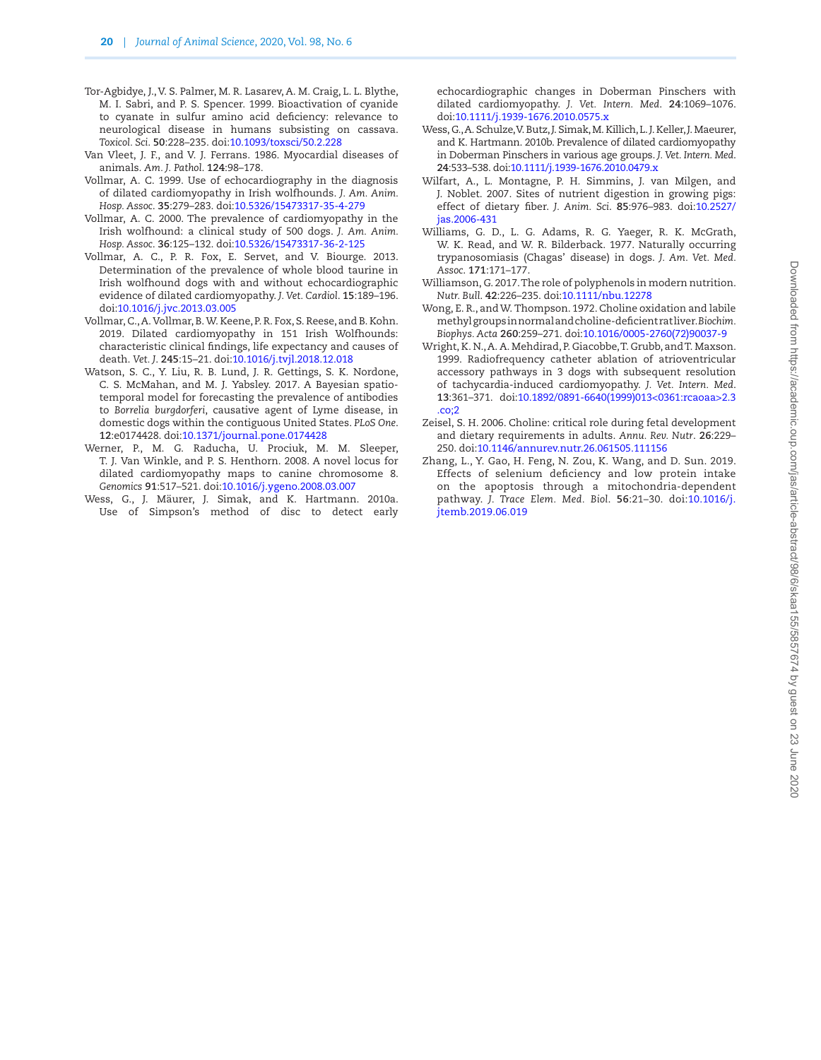Tor-Agbidye, J., V. S. Palmer, M. R. Lasarev, A. M. Craig, L. L. Blythe, M. I. Sabri, and P. S. Spencer. 1999. Bioactivation of cyanide to cyanate in sulfur amino acid deficiency: relevance to neurological disease in humans subsisting on cassava. *Toxicol. Sci.* **50**:228–235. doi:10.1093/toxsci/50.2.228

Van Vleet, J. F., and V. J. Ferrans. 1986. Myocardial diseases of animals. *Am. J. Pathol.* **124**:98–178.

Vollmar, A. C. 1999. Use of echocardiography in the diagnosis of dilated cardiomyopathy in Irish wolfhounds. *J. Am. Anim. Hosp. Assoc.* **35**:279–283. doi:10.5326/15473317-35-4-279

Vollmar, A. C. 2000. The prevalence of cardiomyopathy in the Irish wolfhound: a clinical study of 500 dogs. *J. Am. Anim. Hosp. Assoc.* **36**:125–132. doi:10.5326/15473317-36-2-125

Vollmar, A. C., P. R. Fox, E. Servet, and V. Biourge. 2013. Determination of the prevalence of whole blood taurine in Irish wolfhound dogs with and without echocardiographic evidence of dilated cardiomyopathy. *J. Vet. Cardiol.* **15**:189–196. doi:10.1016/j.jvc.2013.03.005

Vollmar, C., A. Vollmar, B. W. Keene, P. R. Fox, S. Reese, and B. Kohn. 2019. Dilated cardiomyopathy in 151 Irish Wolfhounds: characteristic clinical findings, life expectancy and causes of death. *Vet. J.* **245**:15–21. doi:10.1016/j.tvjl.2018.12.018

Watson, S. C., Y. Liu, R. B. Lund, J. R. Gettings, S. K. Nordone, C. S. McMahan, and M. J. Yabsley. 2017. A Bayesian spatio-temporal model for forecasting the prevalence of antibodies to *Borrelia burgdorferi*, causative agent of Lyme disease, in domestic dogs within the contiguous United States. *PLoS One*. **12**:e0174428. doi:10.1371/journal.pone.0174428

Werner, P., M. G. Raducha, U. Prociuk, M. M. Sleeper, T. J. Van Winkle, and P. S. Henthorn. 2008. A novel locus for dilated cardiomyopathy maps to canine chromosome 8. *Genomics* **91**:517–521. doi:10.1016/j.ygeno.2008.03.007

Wess, G., J. Mäurer, J. Simak, and K. Hartmann. 2010a. Use of Simpson's method of disc to detect early echocardiographic changes in Doberman Pinschers with dilated cardiomyopathy. *J. Vet. Intern. Med.* **24**:1069–1076. doi:10.1111/j.1939-1676.2010.0575.x

Wess, G., A. Schulze, V. Butz, J. Simak, M. Killich, L. J. Keller, J. Maeurer, and K. Hartmann. 2010b. Prevalence of dilated cardiomyopathy in Doberman Pinschers in various age groups. *J. Vet. Intern. Med.* **24**:533–538. doi:10.1111/j.1939-1676.2010.0479.x

Wilfart, A., L. Montagne, P. H. Simmins, J. van Milgen, and J. Noblet. 2007. Sites of nutrient digestion in growing pigs: effect of dietary fiber. *J. Anim. Sci.* **85**:976–983. doi:10.2527/jas.2006-431

Williams, G. D., L. G. Adams, R. G. Yaeger, R. K. McGrath, W. K. Read, and W. R. Bilderback. 1977. Naturally occurring trypanosomiasis (Chagas' disease) in dogs. *J. Am. Vet. Med. Assoc.* **171**:171–177.

Williamson, G. 2017. The role of polyphenols in modern nutrition. *Nutr. Bull.* **42**:226–235. doi:10.1111/nbu.12278

Wong, E. R., and W. Thompson. 1972. Choline oxidation and labile methyl groups in normal and choline-deficient rat liver. *Biochim. Biophys. Acta* **260**:259–271. doi:10.1016/0005-2760(72)90037-9

Wright, K. N., A. A. Mehdirad, P. Giacobbe, T. Grubb, and T. Maxson. 1999. Radiofrequency catheter ablation of atrioventricular accessory pathways in 3 dogs with subsequent resolution of tachycardia-induced cardiomyopathy. *J. Vet. Intern. Med.* **13**:361–371. doi:10.1892/0891-6640(1999)013<0361:rcaoaa>2.3.co;2

Zeisel, S. H. 2006. Choline: critical role during fetal development and dietary requirements in adults. *Annu. Rev. Nutr.* **26**:229–250. doi:10.1146/annurev.nutr.26.061505.111156

Zhang, L., Y. Gao, H. Feng, N. Zou, K. Wang, and D. Sun. 2019. Effects of selenium deficiency and low protein intake on the apoptosis through a mitochondria-dependent pathway. *J. Trace Elem. Med. Biol.* **56**:21–30. doi:10.1016/j.jtemb.2019.06.019